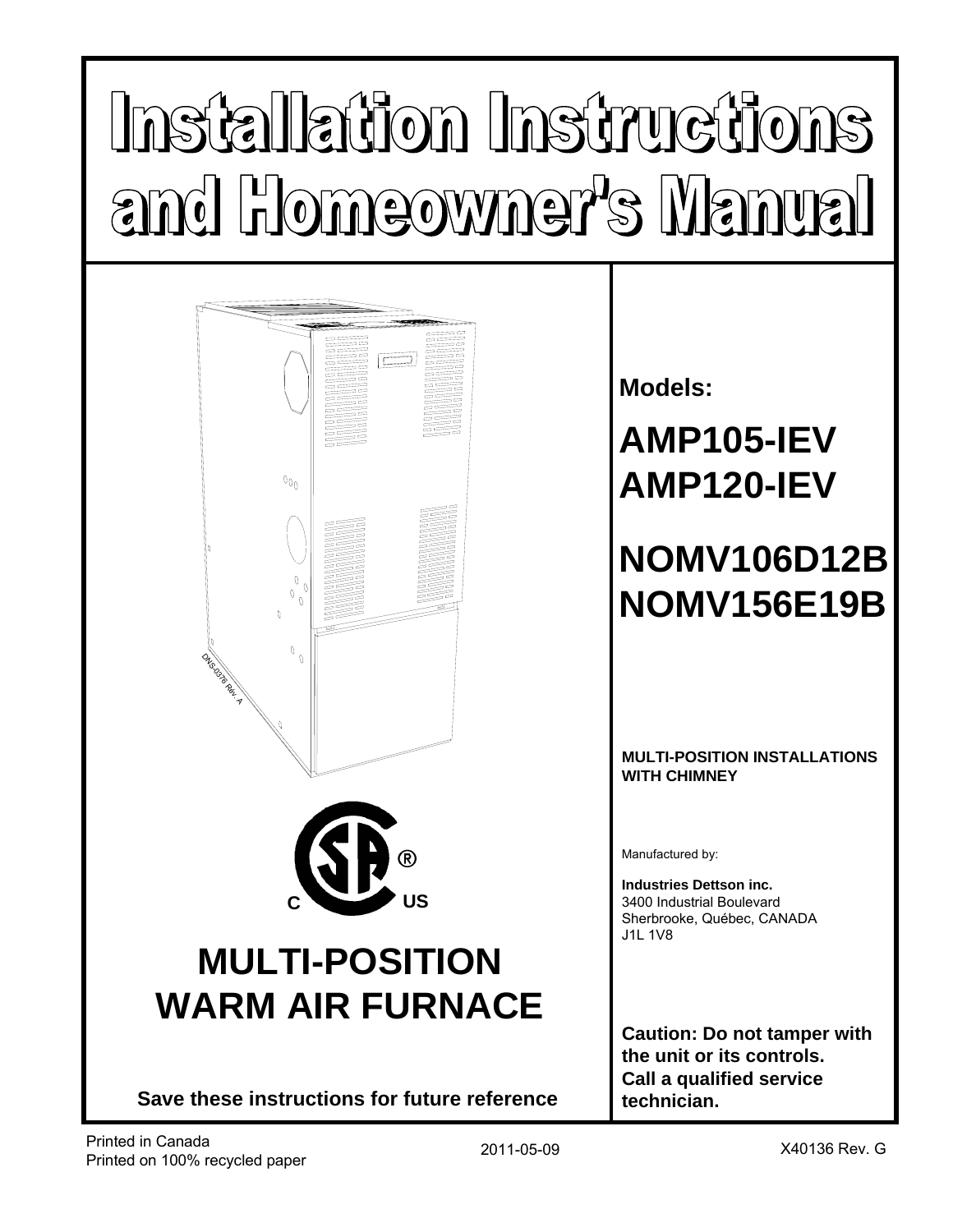# Installation Instructions and Homeowner's Manual

DNS-0376 Rév. A

# MULTI-POSITION WARM AIR FURNACE

**Save these instructions for future reference**

**Models:**

## AMP105-IEV
## AMP120-IEV

## NOMV106D12B
## NOMV156E19B

**MULTI-POSITION INSTALLATIONS WITH CHIMNEY**

Manufactured by:

**Industries Dettson inc.**
3400 Industrial Boulevard
Sherbrooke, Québec, CANADA
J1L 1V8

**Caution: Do not tamper with the unit or its controls. Call a qualified service technician.**

Printed in Canada
Printed on 100% recycled paper

2011-05-09

X40136 Rev. G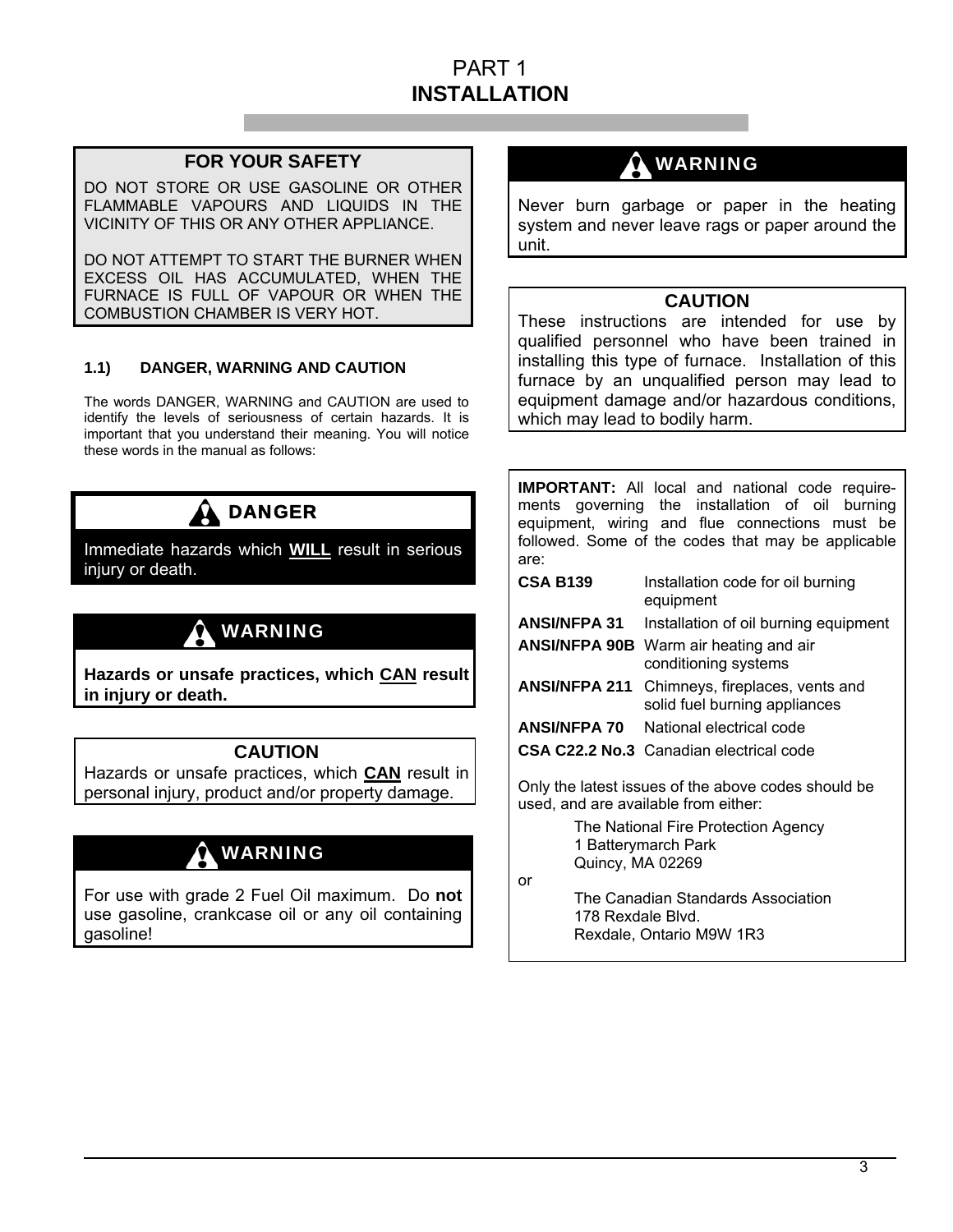# PART 1
# INSTALLATION

**FOR YOUR SAFETY**

DO NOT STORE OR USE GASOLINE OR OTHER FLAMMABLE VAPOURS AND LIQUIDS IN THE VICINITY OF THIS OR ANY OTHER APPLIANCE.

DO NOT ATTEMPT TO START THE BURNER WHEN EXCESS OIL HAS ACCUMULATED, WHEN THE FURNACE IS FULL OF VAPOUR OR WHEN THE COMBUSTION CHAMBER IS VERY HOT.

### 1.1) DANGER, WARNING AND CAUTION

The words DANGER, WARNING and CAUTION are used to identify the levels of seriousness of certain hazards. It is important that you understand their meaning. You will notice these words in the manual as follows:

**DANGER**

Immediate hazards which **WILL** result in serious injury or death.

**WARNING**

**Hazards or unsafe practices, which CAN result in injury or death.**

**CAUTION**

Hazards or unsafe practices, which **CAN** result in personal injury, product and/or property damage.

**WARNING**

For use with grade 2 Fuel Oil maximum. Do **not** use gasoline, crankcase oil or any oil containing gasoline!

**WARNING**

Never burn garbage or paper in the heating system and never leave rags or paper around the unit.

**CAUTION**

These instructions are intended for use by qualified personnel who have been trained in installing this type of furnace. Installation of this furnace by an unqualified person may lead to equipment damage and/or hazardous conditions, which may lead to bodily harm.

**IMPORTANT:** All local and national code requirements governing the installation of oil burning equipment, wiring and flue connections must be followed. Some of the codes that may be applicable are:

| | |
|---|---|
| **CSA B139** | Installation code for oil burning equipment |
| **ANSI/NFPA 31** | Installation of oil burning equipment |
| **ANSI/NFPA 90B** | Warm air heating and air conditioning systems |
| **ANSI/NFPA 211** | Chimneys, fireplaces, vents and solid fuel burning appliances |
| **ANSI/NFPA 70** | National electrical code |
| **CSA C22.2 No.3** | Canadian electrical code |

Only the latest issues of the above codes should be used, and are available from either:

The National Fire Protection Agency
1 Batterymarch Park
Quincy, MA 02269

or

The Canadian Standards Association
178 Rexdale Blvd.
Rexdale, Ontario M9W 1R3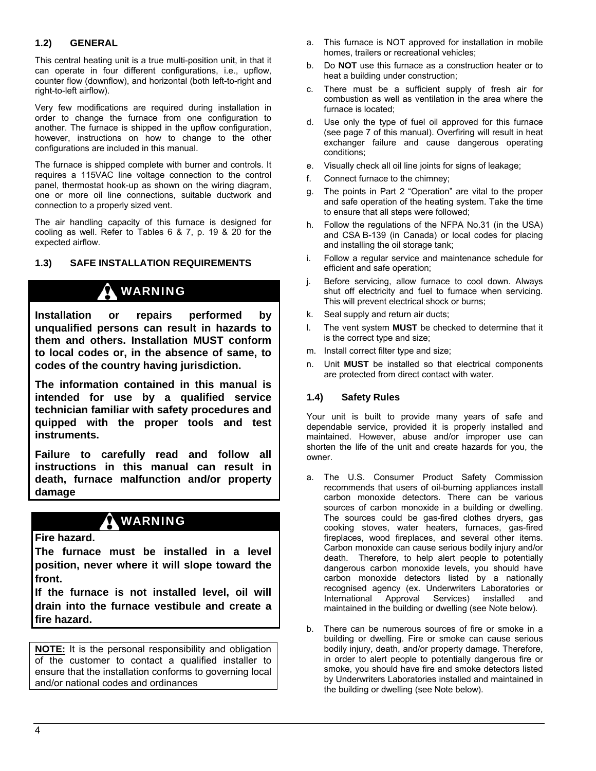## 1.2) GENERAL

This central heating unit is a true multi-position unit, in that it can operate in four different configurations, i.e., upflow, counter flow (downflow), and horizontal (both left-to-right and right-to-left airflow).

Very few modifications are required during installation in order to change the furnace from one configuration to another. The furnace is shipped in the upflow configuration, however, instructions on how to change to the other configurations are included in this manual.

The furnace is shipped complete with burner and controls. It requires a 115VAC line voltage connection to the control panel, thermostat hook-up as shown on the wiring diagram, one or more oil line connections, suitable ductwork and connection to a properly sized vent.

The air handling capacity of this furnace is designed for cooling as well. Refer to Tables 6 & 7, p. 19 & 20 for the expected airflow.

## 1.3) SAFE INSTALLATION REQUIREMENTS

> **WARNING**
>
> **Installation or repairs performed by unqualified persons can result in hazards to them and others. Installation MUST conform to local codes or, in the absence of same, to codes of the country having jurisdiction.**
>
> **The information contained in this manual is intended for use by a qualified service technician familiar with safety procedures and quipped with the proper tools and test instruments.**
>
> **Failure to carefully read and follow all instructions in this manual can result in death, furnace malfunction and/or property damage**

> **WARNING**
>
> **Fire hazard.**
>
> **The furnace must be installed in a level position, never where it will slope toward the front.**
>
> **If the furnace is not installed level, oil will drain into the furnace vestibule and create a fire hazard.**

> **NOTE:** It is the personal responsibility and obligation of the customer to contact a qualified installer to ensure that the installation conforms to governing local and/or national codes and ordinances

a. This furnace is NOT approved for installation in mobile homes, trailers or recreational vehicles;

b. Do **NOT** use this furnace as a construction heater or to heat a building under construction;

c. There must be a sufficient supply of fresh air for combustion as well as ventilation in the area where the furnace is located;

d. Use only the type of fuel oil approved for this furnace (see page 7 of this manual). Overfiring will result in heat exchanger failure and cause dangerous operating conditions;

e. Visually check all oil line joints for signs of leakage;

f. Connect furnace to the chimney;

g. The points in Part 2 "Operation" are vital to the proper and safe operation of the heating system. Take the time to ensure that all steps were followed;

h. Follow the regulations of the NFPA No.31 (in the USA) and CSA B-139 (in Canada) or local codes for placing and installing the oil storage tank;

i. Follow a regular service and maintenance schedule for efficient and safe operation;

j. Before servicing, allow furnace to cool down. Always shut off electricity and fuel to furnace when servicing. This will prevent electrical shock or burns;

k. Seal supply and return air ducts;

l. The vent system **MUST** be checked to determine that it is the correct type and size;

m. Install correct filter type and size;

n. Unit **MUST** be installed so that electrical components are protected from direct contact with water.

## 1.4) Safety Rules

Your unit is built to provide many years of safe and dependable service, provided it is properly installed and maintained. However, abuse and/or improper use can shorten the life of the unit and create hazards for you, the owner.

a. The U.S. Consumer Product Safety Commission recommends that users of oil-burning appliances install carbon monoxide detectors. There can be various sources of carbon monoxide in a building or dwelling. The sources could be gas-fired clothes dryers, gas cooking stoves, water heaters, furnaces, gas-fired fireplaces, wood fireplaces, and several other items. Carbon monoxide can cause serious bodily injury and/or death. Therefore, to help alert people to potentially dangerous carbon monoxide levels, you should have carbon monoxide detectors listed by a nationally recognised agency (ex. Underwriters Laboratories or International Approval Services) installed and maintained in the building or dwelling (see Note below).

b. There can be numerous sources of fire or smoke in a building or dwelling. Fire or smoke can cause serious bodily injury, death, and/or property damage. Therefore, in order to alert people to potentially dangerous fire or smoke, you should have fire and smoke detectors listed by Underwriters Laboratories installed and maintained in the building or dwelling (see Note below).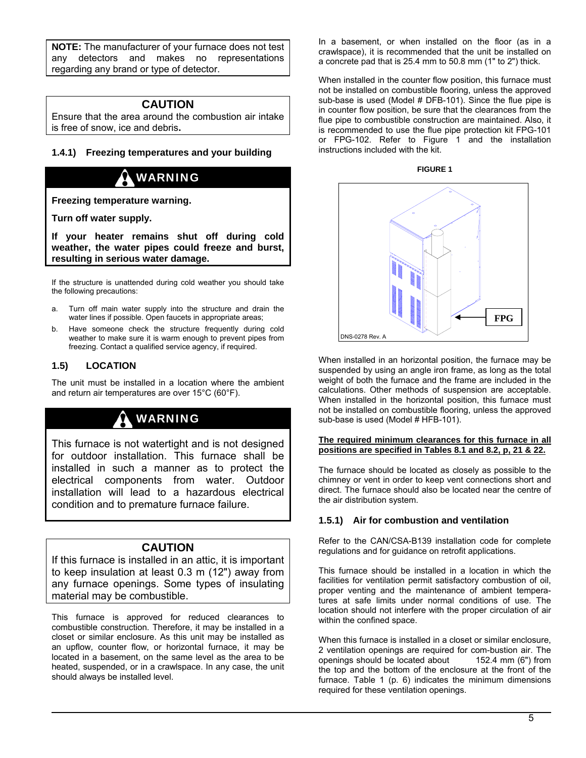**NOTE:** The manufacturer of your furnace does not test any detectors and makes no representations regarding any brand or type of detector.

**CAUTION**

Ensure that the area around the combustion air intake is free of snow, ice and debris**.**

### 1.4.1) Freezing temperatures and your building

**WARNING**

**Freezing temperature warning.**

**Turn off water supply.**

**If your heater remains shut off during cold weather, the water pipes could freeze and burst, resulting in serious water damage.**

If the structure is unattended during cold weather you should take the following precautions:

a. Turn off main water supply into the structure and drain the water lines if possible. Open faucets in appropriate areas;
b. Have someone check the structure frequently during cold weather to make sure it is warm enough to prevent pipes from freezing. Contact a qualified service agency, if required.

## 1.5) LOCATION

The unit must be installed in a location where the ambient and return air temperatures are over 15°C (60°F).

**WARNING**

This furnace is not watertight and is not designed for outdoor installation. This furnace shall be installed in such a manner as to protect the electrical components from water. Outdoor installation will lead to a hazardous electrical condition and to premature furnace failure.

**CAUTION**

If this furnace is installed in an attic, it is important to keep insulation at least 0.3 m (12") away from any furnace openings. Some types of insulating material may be combustible.

This furnace is approved for reduced clearances to combustible construction. Therefore, it may be installed in a closet or similar enclosure. As this unit may be installed as an upflow, counter flow, or horizontal furnace, it may be located in a basement, on the same level as the area to be heated, suspended, or in a crawlspace. In any case, the unit should always be installed level.

In a basement, or when installed on the floor (as in a crawlspace), it is recommended that the unit be installed on a concrete pad that is 25.4 mm to 50.8 mm (1" to 2") thick.

When installed in the counter flow position, this furnace must not be installed on combustible flooring, unless the approved sub-base is used (Model # DFB-101). Since the flue pipe is in counter flow position, be sure that the clearances from the flue pipe to combustible construction are maintained. Also, it is recommended to use the flue pipe protection kit FPG-101 or FPG-102. Refer to Figure 1 and the installation instructions included with the kit.

**FIGURE 1**

FPG

DNS-0278 Rev. A

When installed in an horizontal position, the furnace may be suspended by using an angle iron frame, as long as the total weight of both the furnace and the frame are included in the calculations. Other methods of suspension are acceptable. When installed in the horizontal position, this furnace must not be installed on combustible flooring, unless the approved sub-base is used (Model # HFB-101).

**The required minimum clearances for this furnace in all positions are specified in Tables 8.1 and 8.2, p, 21 & 22.**

The furnace should be located as closely as possible to the chimney or vent in order to keep vent connections short and direct. The furnace should also be located near the centre of the air distribution system.

### 1.5.1) Air for combustion and ventilation

Refer to the CAN/CSA-B139 installation code for complete regulations and for guidance on retrofit applications.

This furnace should be installed in a location in which the facilities for ventilation permit satisfactory combustion of oil, proper venting and the maintenance of ambient temperatures at safe limits under normal conditions of use. The location should not interfere with the proper circulation of air within the confined space.

When this furnace is installed in a closet or similar enclosure, 2 ventilation openings are required for com-bustion air. The openings should be located about 152.4 mm (6") from the top and the bottom of the enclosure at the front of the furnace. Table 1 (p. 6) indicates the minimum dimensions required for these ventilation openings.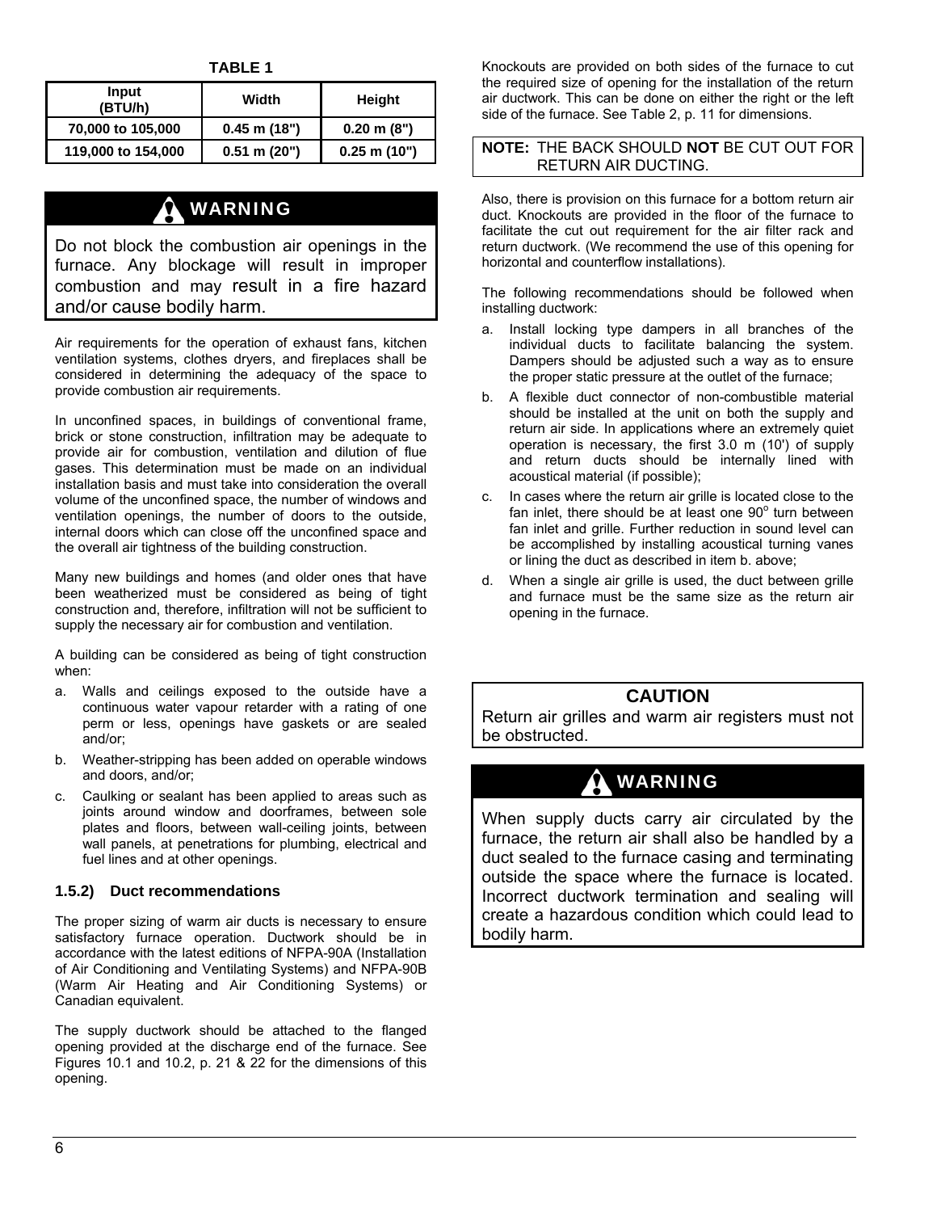**TABLE 1**

| Input (BTU/h) | Width | Height |
|---|---|---|
| 70,000 to 105,000 | 0.45 m (18") | 0.20 m (8") |
| 119,000 to 154,000 | 0.51 m (20") | 0.25 m (10") |

> **⚠ WARNING**
>
> Do not block the combustion air openings in the furnace. Any blockage will result in improper combustion and may result in a fire hazard and/or cause bodily harm.

Air requirements for the operation of exhaust fans, kitchen ventilation systems, clothes dryers, and fireplaces shall be considered in determining the adequacy of the space to provide combustion air requirements.

In unconfined spaces, in buildings of conventional frame, brick or stone construction, infiltration may be adequate to provide air for combustion, ventilation and dilution of flue gases. This determination must be made on an individual installation basis and must take into consideration the overall volume of the unconfined space, the number of windows and ventilation openings, the number of doors to the outside, internal doors which can close off the unconfined space and the overall air tightness of the building construction.

Many new buildings and homes (and older ones that have been weatherized must be considered as being of tight construction and, therefore, infiltration will not be sufficient to supply the necessary air for combustion and ventilation.

A building can be considered as being of tight construction when:

a. Walls and ceilings exposed to the outside have a continuous water vapour retarder with a rating of one perm or less, openings have gaskets or are sealed and/or;
b. Weather-stripping has been added on operable windows and doors, and/or;
c. Caulking or sealant has been applied to areas such as joints around window and doorframes, between sole plates and floors, between wall-ceiling joints, between wall panels, at penetrations for plumbing, electrical and fuel lines and at other openings.

### 1.5.2) Duct recommendations

The proper sizing of warm air ducts is necessary to ensure satisfactory furnace operation. Ductwork should be in accordance with the latest editions of NFPA-90A (Installation of Air Conditioning and Ventilating Systems) and NFPA-90B (Warm Air Heating and Air Conditioning Systems) or Canadian equivalent.

The supply ductwork should be attached to the flanged opening provided at the discharge end of the furnace. See Figures 10.1 and 10.2, p. 21 & 22 for the dimensions of this opening.

Knockouts are provided on both sides of the furnace to cut the required size of opening for the installation of the return air ductwork. This can be done on either the right or the left side of the furnace. See Table 2, p. 11 for dimensions.

> **NOTE:** THE BACK SHOULD **NOT** BE CUT OUT FOR RETURN AIR DUCTING.

Also, there is provision on this furnace for a bottom return air duct. Knockouts are provided in the floor of the furnace to facilitate the cut out requirement for the air filter rack and return ductwork. (We recommend the use of this opening for horizontal and counterflow installations).

The following recommendations should be followed when installing ductwork:

a. Install locking type dampers in all branches of the individual ducts to facilitate balancing the system. Dampers should be adjusted such a way as to ensure the proper static pressure at the outlet of the furnace;
b. A flexible duct connector of non-combustible material should be installed at the unit on both the supply and return air side. In applications where an extremely quiet operation is necessary, the first 3.0 m (10') of supply and return ducts should be internally lined with acoustical material (if possible);
c. In cases where the return air grille is located close to the fan inlet, there should be at least one 90° turn between fan inlet and grille. Further reduction in sound level can be accomplished by installing acoustical turning vanes or lining the duct as described in item b. above;
d. When a single air grille is used, the duct between grille and furnace must be the same size as the return air opening in the furnace.

> **CAUTION**
>
> Return air grilles and warm air registers must not be obstructed.

> **⚠ WARNING**
>
> When supply ducts carry air circulated by the furnace, the return air shall also be handled by a duct sealed to the furnace casing and terminating outside the space where the furnace is located. Incorrect ductwork termination and sealing will create a hazardous condition which could lead to bodily harm.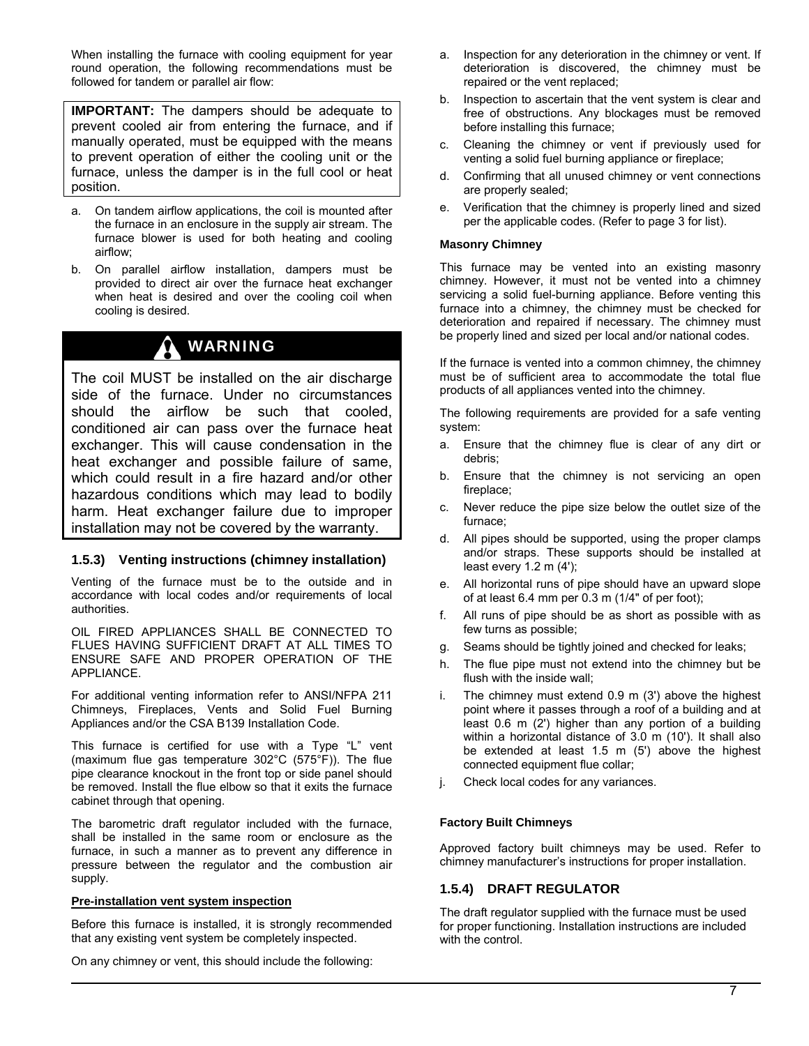When installing the furnace with cooling equipment for year round operation, the following recommendations must be followed for tandem or parallel air flow:

**IMPORTANT:** The dampers should be adequate to prevent cooled air from entering the furnace, and if manually operated, must be equipped with the means to prevent operation of either the cooling unit or the furnace, unless the damper is in the full cool or heat position.

a. On tandem airflow applications, the coil is mounted after the furnace in an enclosure in the supply air stream. The furnace blower is used for both heating and cooling airflow;

b. On parallel airflow installation, dampers must be provided to direct air over the furnace heat exchanger when heat is desired and over the cooling coil when cooling is desired.

**WARNING**

The coil MUST be installed on the air discharge side of the furnace. Under no circumstances should the airflow be such that cooled, conditioned air can pass over the furnace heat exchanger. This will cause condensation in the heat exchanger and possible failure of same, which could result in a fire hazard and/or other hazardous conditions which may lead to bodily harm. Heat exchanger failure due to improper installation may not be covered by the warranty.

### 1.5.3) Venting instructions (chimney installation)

Venting of the furnace must be to the outside and in accordance with local codes and/or requirements of local authorities.

OIL FIRED APPLIANCES SHALL BE CONNECTED TO FLUES HAVING SUFFICIENT DRAFT AT ALL TIMES TO ENSURE SAFE AND PROPER OPERATION OF THE APPLIANCE.

For additional venting information refer to ANSI/NFPA 211 Chimneys, Fireplaces, Vents and Solid Fuel Burning Appliances and/or the CSA B139 Installation Code.

This furnace is certified for use with a Type “L” vent (maximum flue gas temperature 302°C (575°F)). The flue pipe clearance knockout in the front top or side panel should be removed. Install the flue elbow so that it exits the furnace cabinet through that opening.

The barometric draft regulator included with the furnace, shall be installed in the same room or enclosure as the furnace, in such a manner as to prevent any difference in pressure between the regulator and the combustion air supply.

#### Pre-installation vent system inspection

Before this furnace is installed, it is strongly recommended that any existing vent system be completely inspected.

On any chimney or vent, this should include the following:

a. Inspection for any deterioration in the chimney or vent. If deterioration is discovered, the chimney must be repaired or the vent replaced;

b. Inspection to ascertain that the vent system is clear and free of obstructions. Any blockages must be removed before installing this furnace;

c. Cleaning the chimney or vent if previously used for venting a solid fuel burning appliance or fireplace;

d. Confirming that all unused chimney or vent connections are properly sealed;

e. Verification that the chimney is properly lined and sized per the applicable codes. (Refer to page 3 for list).

#### Masonry Chimney

This furnace may be vented into an existing masonry chimney. However, it must not be vented into a chimney servicing a solid fuel-burning appliance. Before venting this furnace into a chimney, the chimney must be checked for deterioration and repaired if necessary. The chimney must be properly lined and sized per local and/or national codes.

If the furnace is vented into a common chimney, the chimney must be of sufficient area to accommodate the total flue products of all appliances vented into the chimney.

The following requirements are provided for a safe venting system:

a. Ensure that the chimney flue is clear of any dirt or debris;

b. Ensure that the chimney is not servicing an open fireplace;

c. Never reduce the pipe size below the outlet size of the furnace;

d. All pipes should be supported, using the proper clamps and/or straps. These supports should be installed at least every 1.2 m (4');

e. All horizontal runs of pipe should have an upward slope of at least 6.4 mm per 0.3 m (1/4" of per foot);

f. All runs of pipe should be as short as possible with as few turns as possible;

g. Seams should be tightly joined and checked for leaks;

h. The flue pipe must not extend into the chimney but be flush with the inside wall;

i. The chimney must extend 0.9 m (3') above the highest point where it passes through a roof of a building and at least 0.6 m (2') higher than any portion of a building within a horizontal distance of 3.0 m (10'). It shall also be extended at least 1.5 m (5') above the highest connected equipment flue collar;

j. Check local codes for any variances.

#### Factory Built Chimneys

Approved factory built chimneys may be used. Refer to chimney manufacturer’s instructions for proper installation.

### 1.5.4) DRAFT REGULATOR

The draft regulator supplied with the furnace must be used for proper functioning. Installation instructions are included with the control.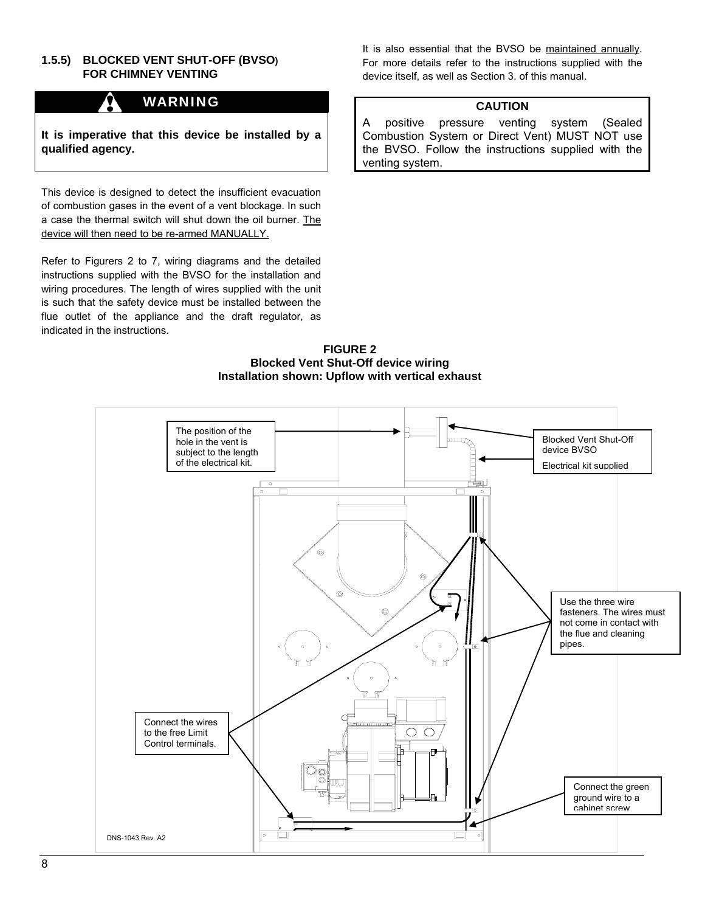### 1.5.5) BLOCKED VENT SHUT-OFF (BVSO) FOR CHIMNEY VENTING

**WARNING**

**It is imperative that this device be installed by a qualified agency.**

This device is designed to detect the insufficient evacuation of combustion gases in the event of a vent blockage. In such a case the thermal switch will shut down the oil burner. The device will then need to be re-armed MANUALLY.

Refer to Figurers 2 to 7, wiring diagrams and the detailed instructions supplied with the BVSO for the installation and wiring procedures. The length of wires supplied with the unit is such that the safety device must be installed between the flue outlet of the appliance and the draft regulator, as indicated in the instructions.

It is also essential that the BVSO be maintained annually. For more details refer to the instructions supplied with the device itself, as well as Section 3. of this manual.

**CAUTION**

A positive pressure venting system (Sealed Combustion System or Direct Vent) MUST NOT use the BVSO. Follow the instructions supplied with the venting system.

**FIGURE 2**
**Blocked Vent Shut-Off device wiring**
**Installation shown: Upflow with vertical exhaust**

The position of the hole in the vent is subject to the length of the electrical kit.

Blocked Vent Shut-Off device BVSO

Electrical kit supplied

Use the three wire fasteners. The wires must not come in contact with the flue and cleaning pipes.

Connect the wires to the free Limit Control terminals.

Connect the green ground wire to a cabinet screw

DNS-1043 Rev. A2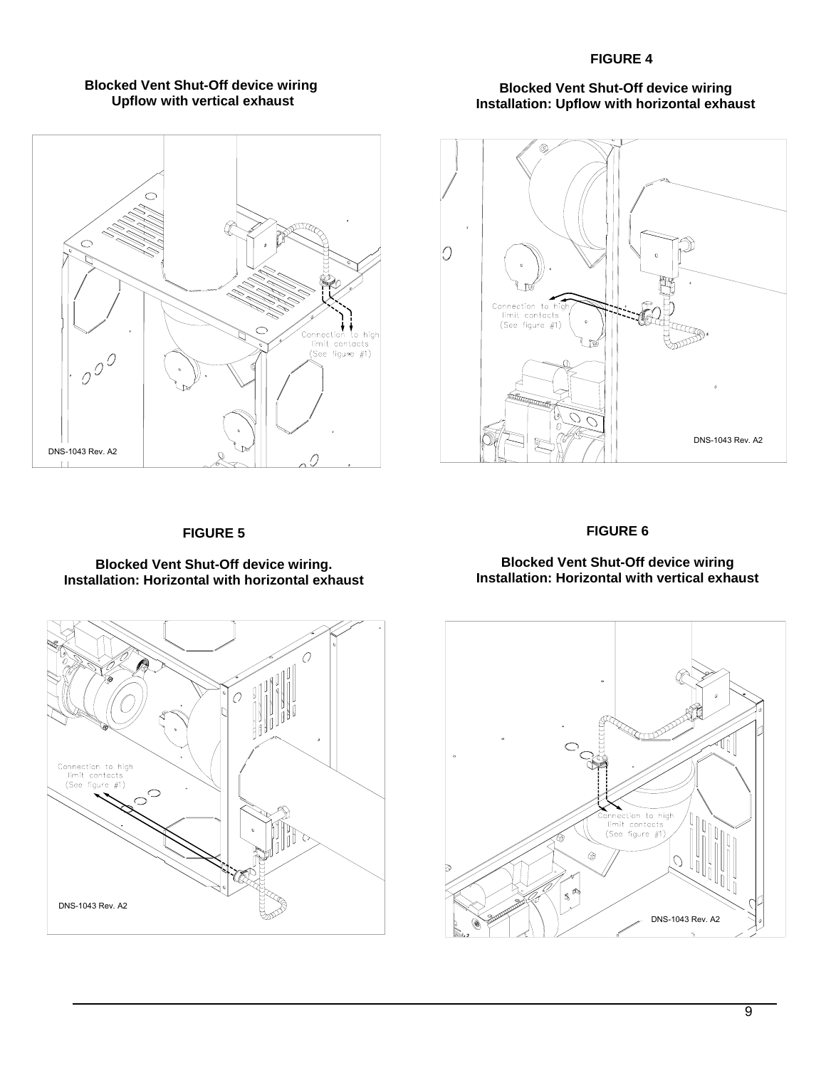**Blocked Vent Shut-Off device wiring**
**Upflow with vertical exhaust**

Connection to high limit contacts (See figure #1)

DNS-1043 Rev. A2

**FIGURE 4**

**Blocked Vent Shut-Off device wiring**
**Installation: Upflow with horizontal exhaust**

Connection to high limit contacts (See figure #1)

DNS-1043 Rev. A2

**FIGURE 5**

**Blocked Vent Shut-Off device wiring.**
**Installation: Horizontal with horizontal exhaust**

Connection to high limit contacts (See figure #1)

DNS-1043 Rev. A2

**FIGURE 6**

**Blocked Vent Shut-Off device wiring**
**Installation: Horizontal with vertical exhaust**

Connection to high limit contacts (See figure #1)

DNS-1043 Rev. A2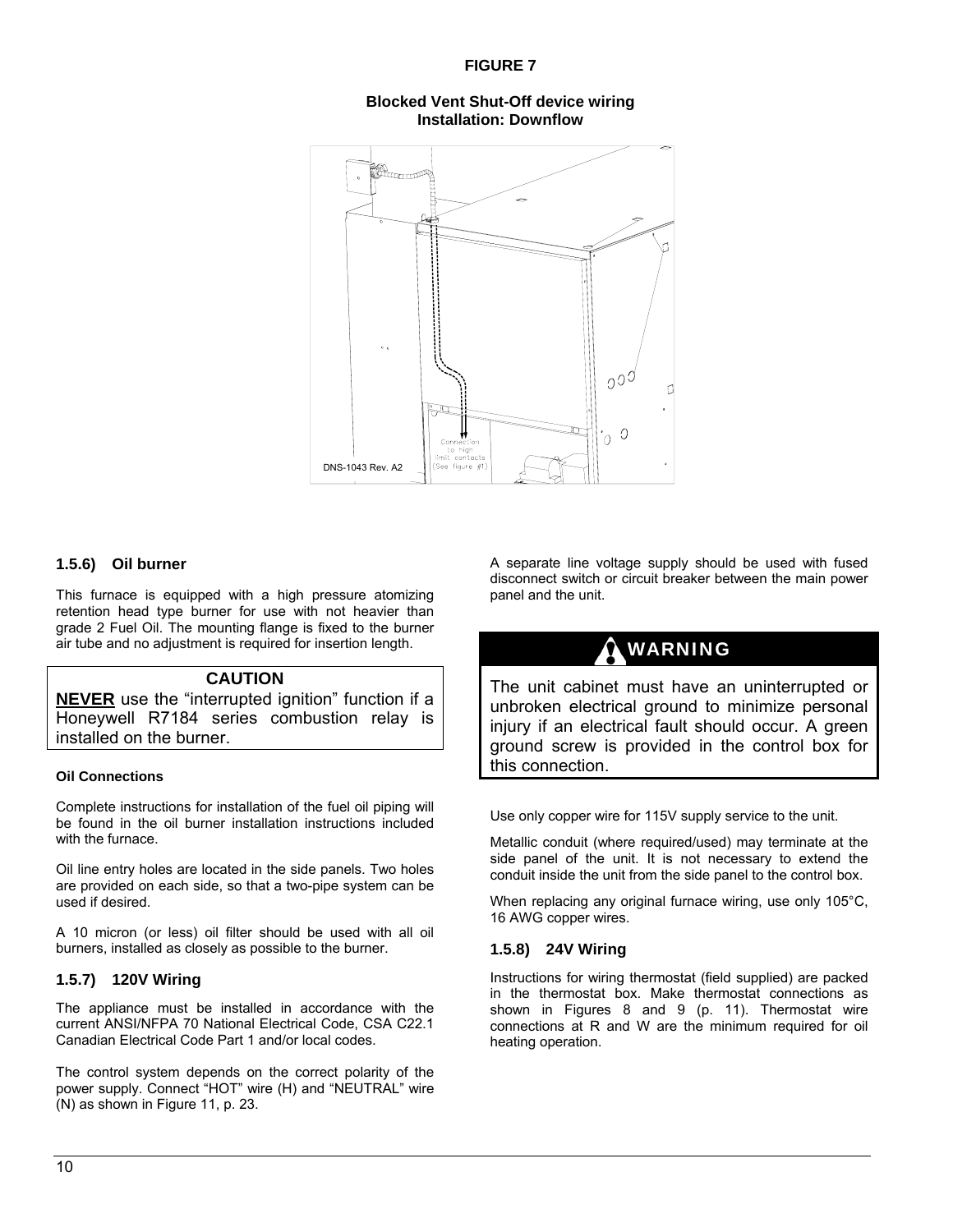**FIGURE 7**

**Blocked Vent Shut-Off device wiring**
**Installation: Downflow**

Connection to high limit contacts (See figure #1)

DNS-1043 Rev. A2

### 1.5.6) Oil burner

This furnace is equipped with a high pressure atomizing retention head type burner for use with not heavier than grade 2 Fuel Oil. The mounting flange is fixed to the burner air tube and no adjustment is required for insertion length.

> **CAUTION**
>
> **NEVER** use the "interrupted ignition" function if a Honeywell R7184 series combustion relay is installed on the burner.

#### Oil Connections

Complete instructions for installation of the fuel oil piping will be found in the oil burner installation instructions included with the furnace.

Oil line entry holes are located in the side panels. Two holes are provided on each side, so that a two-pipe system can be used if desired.

A 10 micron (or less) oil filter should be used with all oil burners, installed as closely as possible to the burner.

### 1.5.7) 120V Wiring

The appliance must be installed in accordance with the current ANSI/NFPA 70 National Electrical Code, CSA C22.1 Canadian Electrical Code Part 1 and/or local codes.

The control system depends on the correct polarity of the power supply. Connect "HOT" wire (H) and "NEUTRAL" wire (N) as shown in Figure 11, p. 23.

A separate line voltage supply should be used with fused disconnect switch or circuit breaker between the main power panel and the unit.

> **WARNING**
>
> The unit cabinet must have an uninterrupted or unbroken electrical ground to minimize personal injury if an electrical fault should occur. A green ground screw is provided in the control box for this connection.

Use only copper wire for 115V supply service to the unit.

Metallic conduit (where required/used) may terminate at the side panel of the unit. It is not necessary to extend the conduit inside the unit from the side panel to the control box.

When replacing any original furnace wiring, use only 105°C, 16 AWG copper wires.

### 1.5.8) 24V Wiring

Instructions for wiring thermostat (field supplied) are packed in the thermostat box. Make thermostat connections as shown in Figures 8 and 9 (p. 11). Thermostat wire connections at R and W are the minimum required for oil heating operation.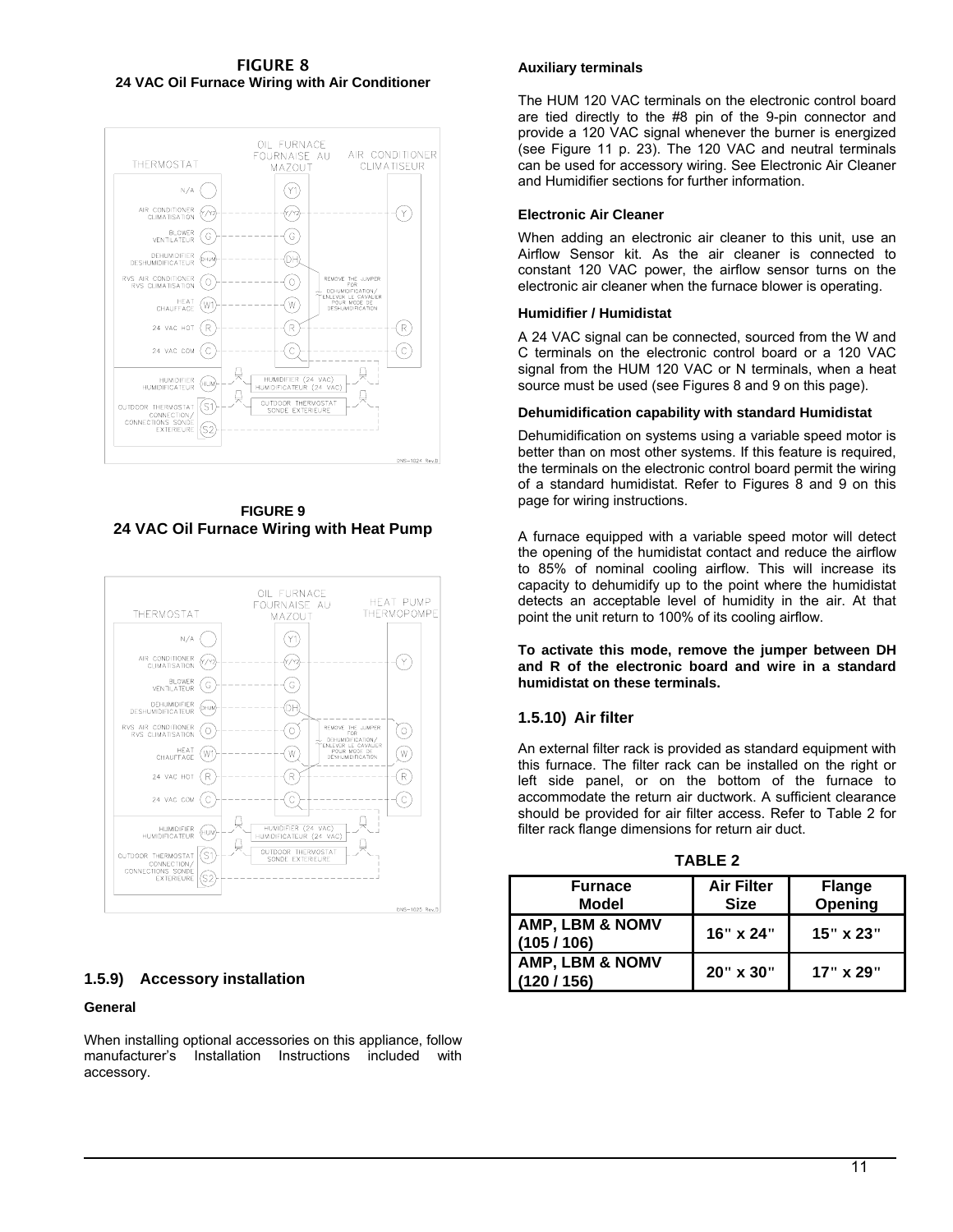**FIGURE 8**
**24 VAC Oil Furnace Wiring with Air Conditioner**

**FIGURE 9**
**24 VAC Oil Furnace Wiring with Heat Pump**

### 1.5.9) Accessory installation

**General**

When installing optional accessories on this appliance, follow manufacturer's Installation Instructions included with accessory.

**Auxiliary terminals**

The HUM 120 VAC terminals on the electronic control board are tied directly to the #8 pin of the 9-pin connector and provide a 120 VAC signal whenever the burner is energized (see Figure 11 p. 23). The 120 VAC and neutral terminals can be used for accessory wiring. See Electronic Air Cleaner and Humidifier sections for further information.

**Electronic Air Cleaner**

When adding an electronic air cleaner to this unit, use an Airflow Sensor kit. As the air cleaner is connected to constant 120 VAC power, the airflow sensor turns on the electronic air cleaner when the furnace blower is operating.

**Humidifier / Humidistat**

A 24 VAC signal can be connected, sourced from the W and C terminals on the electronic control board or a 120 VAC signal from the HUM 120 VAC or N terminals, when a heat source must be used (see Figures 8 and 9 on this page).

**Dehumidification capability with standard Humidistat**

Dehumidification on systems using a variable speed motor is better than on most other systems. If this feature is required, the terminals on the electronic control board permit the wiring of a standard humidistat. Refer to Figures 8 and 9 on this page for wiring instructions.

A furnace equipped with a variable speed motor will detect the opening of the humidistat contact and reduce the airflow to 85% of nominal cooling airflow. This will increase its capacity to dehumidify up to the point where the humidistat detects an acceptable level of humidity in the air. At that point the unit return to 100% of its cooling airflow.

**To activate this mode, remove the jumper between DH and R of the electronic board and wire in a standard humidistat on these terminals.**

### 1.5.10) Air filter

An external filter rack is provided as standard equipment with this furnace. The filter rack can be installed on the right or left side panel, or on the bottom of the furnace to accommodate the return air ductwork. A sufficient clearance should be provided for air filter access. Refer to Table 2 for filter rack flange dimensions for return air duct.

**TABLE 2**

| Furnace Model | Air Filter Size | Flange Opening |
|---|---|---|
| AMP, LBM & NOMV (105 / 106) | 16" x 24" | 15" x 23" |
| AMP, LBM & NOMV (120 / 156) | 20" x 30" | 17" x 29" |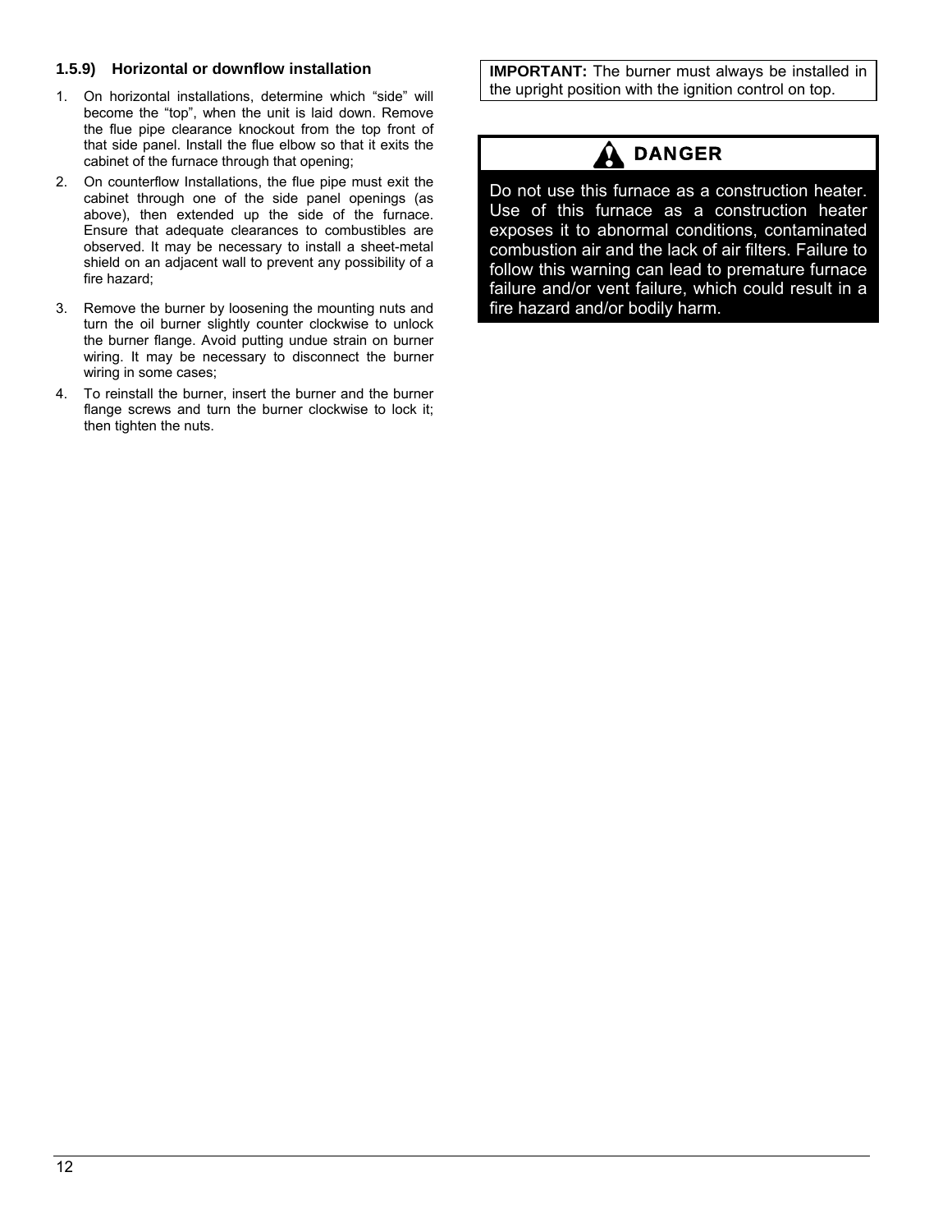### 1.5.9) Horizontal or downflow installation

1. On horizontal installations, determine which “side” will become the “top”, when the unit is laid down. Remove the flue pipe clearance knockout from the top front of that side panel. Install the flue elbow so that it exits the cabinet of the furnace through that opening;
2. On counterflow Installations, the flue pipe must exit the cabinet through one of the side panel openings (as above), then extended up the side of the furnace. Ensure that adequate clearances to combustibles are observed. It may be necessary to install a sheet-metal shield on an adjacent wall to prevent any possibility of a fire hazard;
3. Remove the burner by loosening the mounting nuts and turn the oil burner slightly counter clockwise to unlock the burner flange. Avoid putting undue strain on burner wiring. It may be necessary to disconnect the burner wiring in some cases;
4. To reinstall the burner, insert the burner and the burner flange screws and turn the burner clockwise to lock it; then tighten the nuts.

**IMPORTANT:** The burner must always be installed in the upright position with the ignition control on top.

**DANGER**

Do not use this furnace as a construction heater. Use of this furnace as a construction heater exposes it to abnormal conditions, contaminated combustion air and the lack of air filters. Failure to follow this warning can lead to premature furnace failure and/or vent failure, which could result in a fire hazard and/or bodily harm.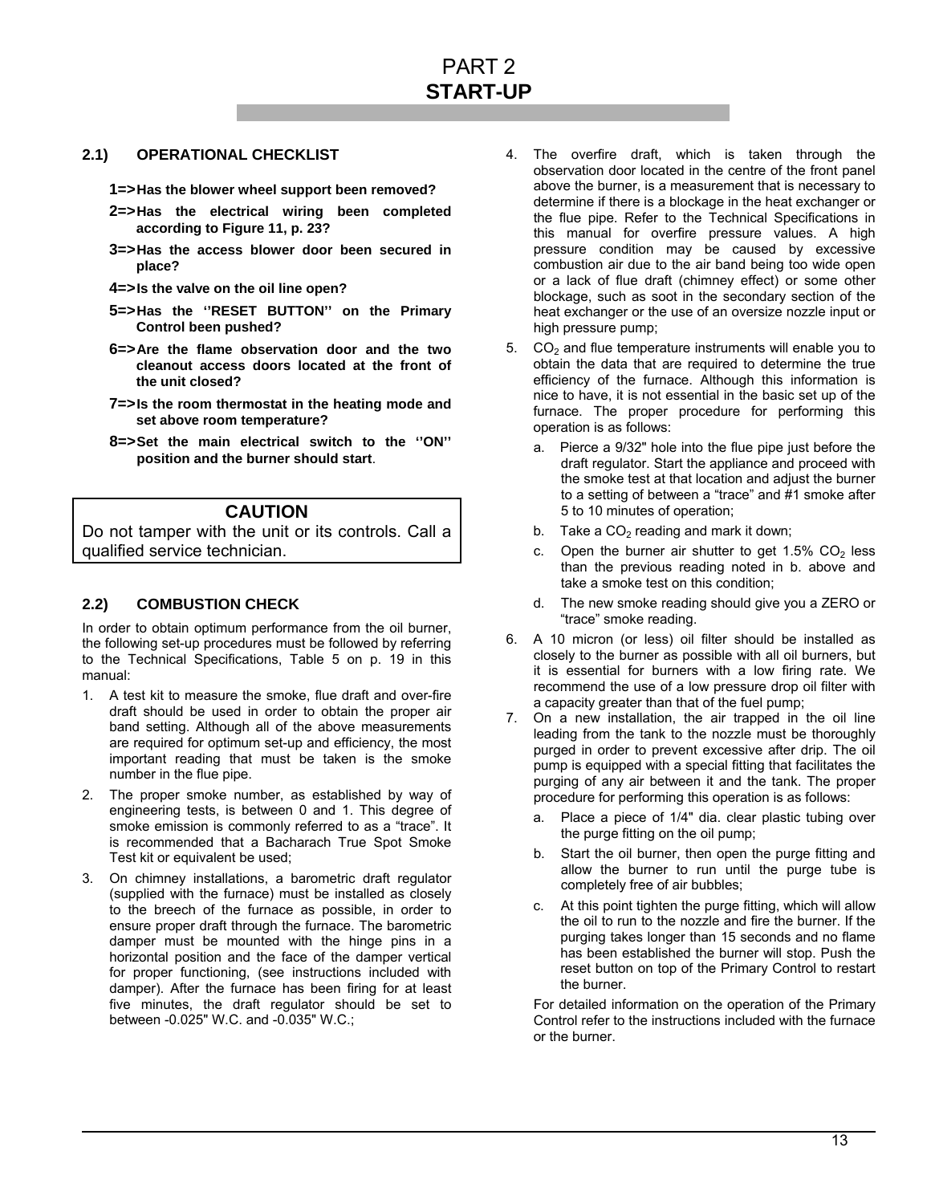# PART 2
# START-UP

## 2.1) OPERATIONAL CHECKLIST

**1=>Has the blower wheel support been removed?**

**2=>Has the electrical wiring been completed according to Figure 11, p. 23?**

**3=>Has the access blower door been secured in place?**

**4=>Is the valve on the oil line open?**

**5=>Has the ''RESET BUTTON'' on the Primary Control been pushed?**

**6=>Are the flame observation door and the two cleanout access doors located at the front of the unit closed?**

**7=>Is the room thermostat in the heating mode and set above room temperature?**

**8=>Set the main electrical switch to the ''ON'' position and the burner should start**.

> **CAUTION**
>
> Do not tamper with the unit or its controls. Call a qualified service technician.

## 2.2) COMBUSTION CHECK

In order to obtain optimum performance from the oil burner, the following set-up procedures must be followed by referring to the Technical Specifications, Table 5 on p. 19 in this manual:

1. A test kit to measure the smoke, flue draft and over-fire draft should be used in order to obtain the proper air band setting. Although all of the above measurements are required for optimum set-up and efficiency, the most important reading that must be taken is the smoke number in the flue pipe.
2. The proper smoke number, as established by way of engineering tests, is between 0 and 1. This degree of smoke emission is commonly referred to as a "trace". It is recommended that a Bacharach True Spot Smoke Test kit or equivalent be used;
3. On chimney installations, a barometric draft regulator (supplied with the furnace) must be installed as closely to the breech of the furnace as possible, in order to ensure proper draft through the furnace. The barometric damper must be mounted with the hinge pins in a horizontal position and the face of the damper vertical for proper functioning, (see instructions included with damper). After the furnace has been firing for at least five minutes, the draft regulator should be set to between -0.025" W.C. and -0.035" W.C.;
4. The overfire draft, which is taken through the observation door located in the centre of the front panel above the burner, is a measurement that is necessary to determine if there is a blockage in the heat exchanger or the flue pipe. Refer to the Technical Specifications in this manual for overfire pressure values. A high pressure condition may be caused by excessive combustion air due to the air band being too wide open or a lack of flue draft (chimney effect) or some other blockage, such as soot in the secondary section of the heat exchanger or the use of an oversize nozzle input or high pressure pump;
5. $CO_2$ and flue temperature instruments will enable you to obtain the data that are required to determine the true efficiency of the furnace. Although this information is nice to have, it is not essential in the basic set up of the furnace. The proper procedure for performing this operation is as follows:
   a. Pierce a 9/32" hole into the flue pipe just before the draft regulator. Start the appliance and proceed with the smoke test at that location and adjust the burner to a setting of between a "trace" and #1 smoke after 5 to 10 minutes of operation;
   b. Take a $CO_2$ reading and mark it down;
   c. Open the burner air shutter to get 1.5% $CO_2$ less than the previous reading noted in b. above and take a smoke test on this condition;
   d. The new smoke reading should give you a ZERO or "trace" smoke reading.
6. A 10 micron (or less) oil filter should be installed as closely to the burner as possible with all oil burners, but it is essential for burners with a low firing rate. We recommend the use of a low pressure drop oil filter with a capacity greater than that of the fuel pump;
7. On a new installation, the air trapped in the oil line leading from the tank to the nozzle must be thoroughly purged in order to prevent excessive after drip. The oil pump is equipped with a special fitting that facilitates the purging of any air between it and the tank. The proper procedure for performing this operation is as follows:
   a. Place a piece of 1/4" dia. clear plastic tubing over the purge fitting on the oil pump;
   b. Start the oil burner, then open the purge fitting and allow the burner to run until the purge tube is completely free of air bubbles;
   c. At this point tighten the purge fitting, which will allow the oil to run to the nozzle and fire the burner. If the purging takes longer than 15 seconds and no flame has been established the burner will stop. Push the reset button on top of the Primary Control to restart the burner.

   For detailed information on the operation of the Primary Control refer to the instructions included with the furnace or the burner.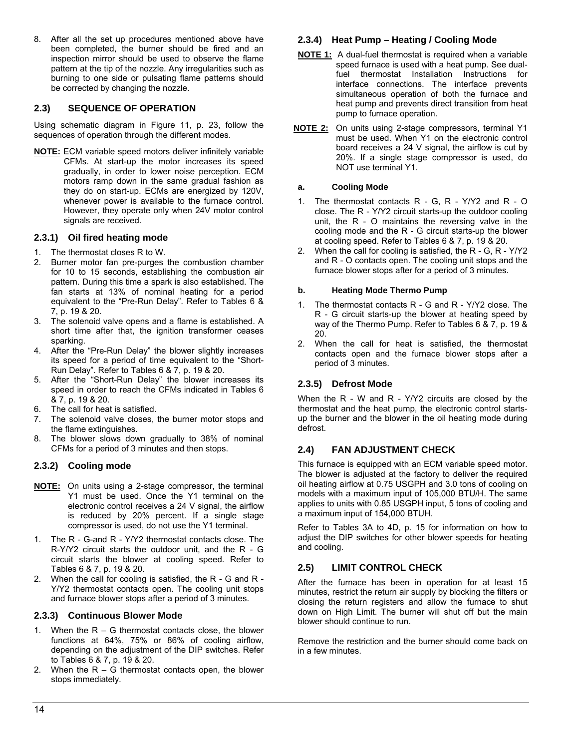8. After all the set up procedures mentioned above have been completed, the burner should be fired and an inspection mirror should be used to observe the flame pattern at the tip of the nozzle. Any irregularities such as burning to one side or pulsating flame patterns should be corrected by changing the nozzle.

## 2.3) SEQUENCE OF OPERATION

Using schematic diagram in Figure 11, p. 23, follow the sequences of operation through the different modes.

**NOTE:** ECM variable speed motors deliver infinitely variable CFMs. At start-up the motor increases its speed gradually, in order to lower noise perception. ECM motors ramp down in the same gradual fashion as they do on start-up. ECMs are energized by 120V, whenever power is available to the furnace control. However, they operate only when 24V motor control signals are received.

### 2.3.1) Oil fired heating mode

1. The thermostat closes R to W.
2. Burner motor fan pre-purges the combustion chamber for 10 to 15 seconds, establishing the combustion air pattern. During this time a spark is also established. The fan starts at 13% of nominal heating for a period equivalent to the "Pre-Run Delay". Refer to Tables 6 & 7, p. 19 & 20.
3. The solenoid valve opens and a flame is established. A short time after that, the ignition transformer ceases sparking.
4. After the "Pre-Run Delay" the blower slightly increases its speed for a period of time equivalent to the "Short-Run Delay". Refer to Tables 6 & 7, p. 19 & 20.
5. After the "Short-Run Delay" the blower increases its speed in order to reach the CFMs indicated in Tables 6 & 7, p. 19 & 20.
6. The call for heat is satisfied.
7. The solenoid valve closes, the burner motor stops and the flame extinguishes.
8. The blower slows down gradually to 38% of nominal CFMs for a period of 3 minutes and then stops.

### 2.3.2) Cooling mode

**NOTE:** On units using a 2-stage compressor, the terminal Y1 must be used. Once the Y1 terminal on the electronic control receives a 24 V signal, the airflow is reduced by 20% percent. If a single stage compressor is used, do not use the Y1 terminal.

1. The R - G-and R - Y/Y2 thermostat contacts close. The R-Y/Y2 circuit starts the outdoor unit, and the R - G circuit starts the blower at cooling speed. Refer to Tables 6 & 7, p. 19 & 20.
2. When the call for cooling is satisfied, the R - G and R - Y/Y2 thermostat contacts open. The cooling unit stops and furnace blower stops after a period of 3 minutes.

### 2.3.3) Continuous Blower Mode

1. When the R – G thermostat contacts close, the blower functions at 64%, 75% or 86% of cooling airflow, depending on the adjustment of the DIP switches. Refer to Tables 6 & 7, p. 19 & 20.
2. When the R – G thermostat contacts open, the blower stops immediately.

### 2.3.4) Heat Pump – Heating / Cooling Mode

**NOTE 1:** A dual-fuel thermostat is required when a variable speed furnace is used with a heat pump. See dual-fuel thermostat Installation Instructions for interface connections. The interface prevents simultaneous operation of both the furnace and heat pump and prevents direct transition from heat pump to furnace operation.

**NOTE 2:** On units using 2-stage compressors, terminal Y1 must be used. When Y1 on the electronic control board receives a 24 V signal, the airflow is cut by 20%. If a single stage compressor is used, do NOT use terminal Y1.

#### a. Cooling Mode

1. The thermostat contacts R - G, R - Y/Y2 and R - O close. The R - Y/Y2 circuit starts-up the outdoor cooling unit, the R - O maintains the reversing valve in the cooling mode and the R - G circuit starts-up the blower at cooling speed. Refer to Tables 6 & 7, p. 19 & 20.
2. When the call for cooling is satisfied, the R - G, R - Y/Y2 and R - O contacts open. The cooling unit stops and the furnace blower stops after for a period of 3 minutes.

#### b. Heating Mode Thermo Pump

1. The thermostat contacts R - G and R - Y/Y2 close. The R - G circuit starts-up the blower at heating speed by way of the Thermo Pump. Refer to Tables 6 & 7, p. 19 & 20.
2. When the call for heat is satisfied, the thermostat contacts open and the furnace blower stops after a period of 3 minutes.

### 2.3.5) Defrost Mode

When the R - W and R - Y/Y2 circuits are closed by the thermostat and the heat pump, the electronic control starts-up the burner and the blower in the oil heating mode during defrost.

## 2.4) FAN ADJUSTMENT CHECK

This furnace is equipped with an ECM variable speed motor. The blower is adjusted at the factory to deliver the required oil heating airflow at 0.75 USGPH and 3.0 tons of cooling on models with a maximum input of 105,000 BTU/H. The same applies to units with 0.85 USGPH input, 5 tons of cooling and a maximum input of 154,000 BTUH.

Refer to Tables 3A to 4D, p. 15 for information on how to adjust the DIP switches for other blower speeds for heating and cooling.

## 2.5) LIMIT CONTROL CHECK

After the furnace has been in operation for at least 15 minutes, restrict the return air supply by blocking the filters or closing the return registers and allow the furnace to shut down on High Limit. The burner will shut off but the main blower should continue to run.

Remove the restriction and the burner should come back on in a few minutes.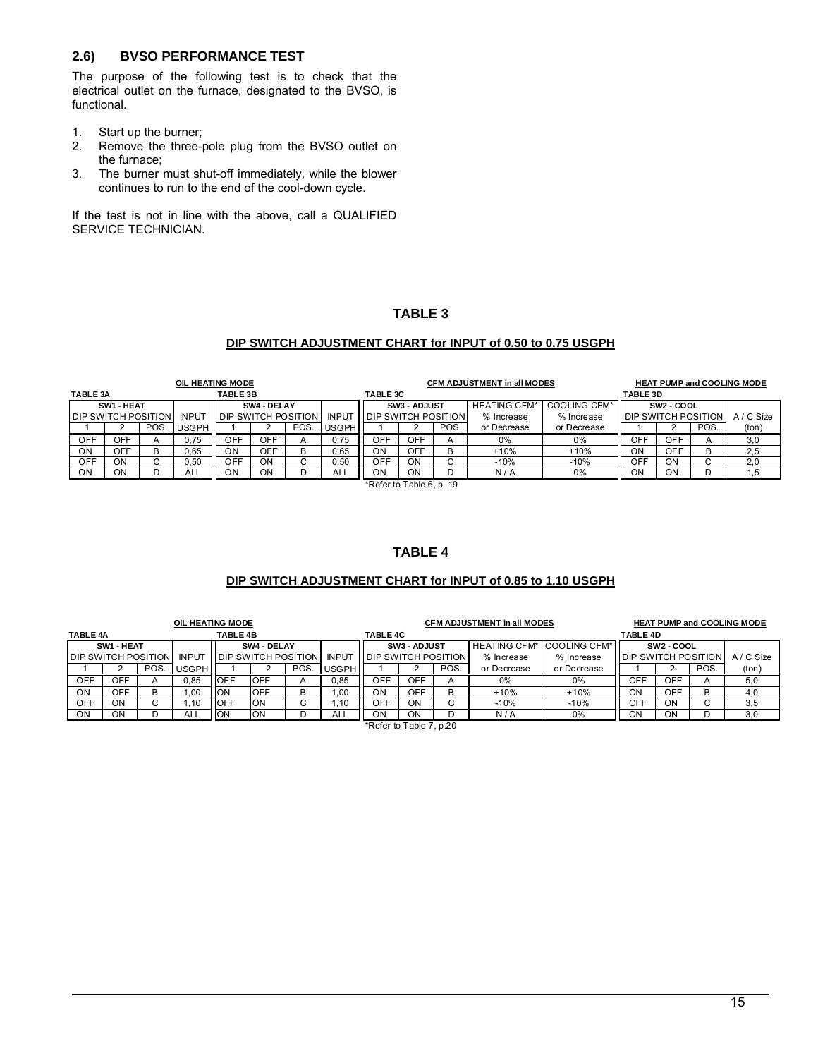## 2.6) BVSO PERFORMANCE TEST

The purpose of the following test is to check that the electrical outlet on the furnace, designated to the BVSO, is functional.

1. Start up the burner;
2. Remove the three-pole plug from the BVSO outlet on the furnace;
3. The burner must shut-off immediately, while the blower continues to run to the end of the cool-down cycle.

If the test is not in line with the above, call a QUALIFIED SERVICE TECHNICIAN.

### TABLE 3

**DIP SWITCH ADJUSTMENT CHART for INPUT of 0.50 to 0.75 USGPH**

| OIL HEATING MODE | | | | | | | | CFM ADJUSTMENT in all MODES | | | | | HEAT PUMP and COOLING MODE | | | |
|---|---|---|---|---|---|---|---|---|---|---|---|---|---|---|---|---|
| TABLE 3A | | | | TABLE 3B | | | | TABLE 3C | | | | | TABLE 3D | | | |
| SW1 - HEAT | | | | SW4 - DELAY | | | | SW3 - ADJUST | | | HEATING CFM* | COOLING CFM* | SW2 - COOL | | | |
| DIP SWITCH POSITION | | | INPUT | DIP SWITCH POSITION | | | INPUT | DIP SWITCH POSITION | | | % Increase | % Increase | DIP SWITCH POSITION | | | A / C Size |
| 1 | 2 | POS. | USGPH | 1 | 2 | POS. | USGPH | 1 | 2 | POS. | or Decrease | or Decrease | 1 | 2 | POS. | (ton) |
| OFF | OFF | A | 0,75 | OFF | OFF | A | 0,75 | OFF | OFF | A | 0% | 0% | OFF | OFF | A | 3,0 |
| ON | OFF | B | 0,65 | ON | OFF | B | 0,65 | ON | OFF | B | +10% | +10% | ON | OFF | B | 2,5 |
| OFF | ON | C | 0,50 | OFF | ON | C | 0,50 | OFF | ON | C | -10% | -10% | OFF | ON | C | 2,0 |
| ON | ON | D | ALL | ON | ON | D | ALL | ON | ON | D | N / A | 0% | ON | ON | D | 1,5 |

*Refer to Table 6, p. 19

### TABLE 4

**DIP SWITCH ADJUSTMENT CHART for INPUT of 0.85 to 1.10 USGPH**

| OIL HEATING MODE | | | | | | | | CFM ADJUSTMENT in all MODES | | | | | HEAT PUMP and COOLING MODE | | | |
|---|---|---|---|---|---|---|---|---|---|---|---|---|---|---|---|---|
| TABLE 4A | | | | TABLE 4B | | | | TABLE 4C | | | | | TABLE 4D | | | |
| SW1 - HEAT | | | | SW4 - DELAY | | | | SW3 - ADJUST | | | HEATING CFM* | COOLING CFM* | SW2 - COOL | | | |
| DIP SWITCH POSITION | | | INPUT | DIP SWITCH POSITION | | | INPUT | DIP SWITCH POSITION | | | % Increase | % Increase | DIP SWITCH POSITION | | | A / C Size |
| 1 | 2 | POS. | USGPH | 1 | 2 | POS. | USGPH | 1 | 2 | POS. | or Decrease | or Decrease | 1 | 2 | POS. | (ton) |
| OFF | OFF | A | 0,85 | OFF | OFF | A | 0,85 | OFF | OFF | A | 0% | 0% | OFF | OFF | A | 5,0 |
| ON | OFF | B | 1,00 | ON | OFF | B | 1,00 | ON | OFF | B | +10% | +10% | ON | OFF | B | 4,0 |
| OFF | ON | C | 1,10 | OFF | ON | C | 1,10 | OFF | ON | C | -10% | -10% | OFF | ON | C | 3,5 |
| ON | ON | D | ALL | ON | ON | D | ALL | ON | ON | D | N / A | 0% | ON | ON | D | 3,0 |

*Refer to Table 7, p.20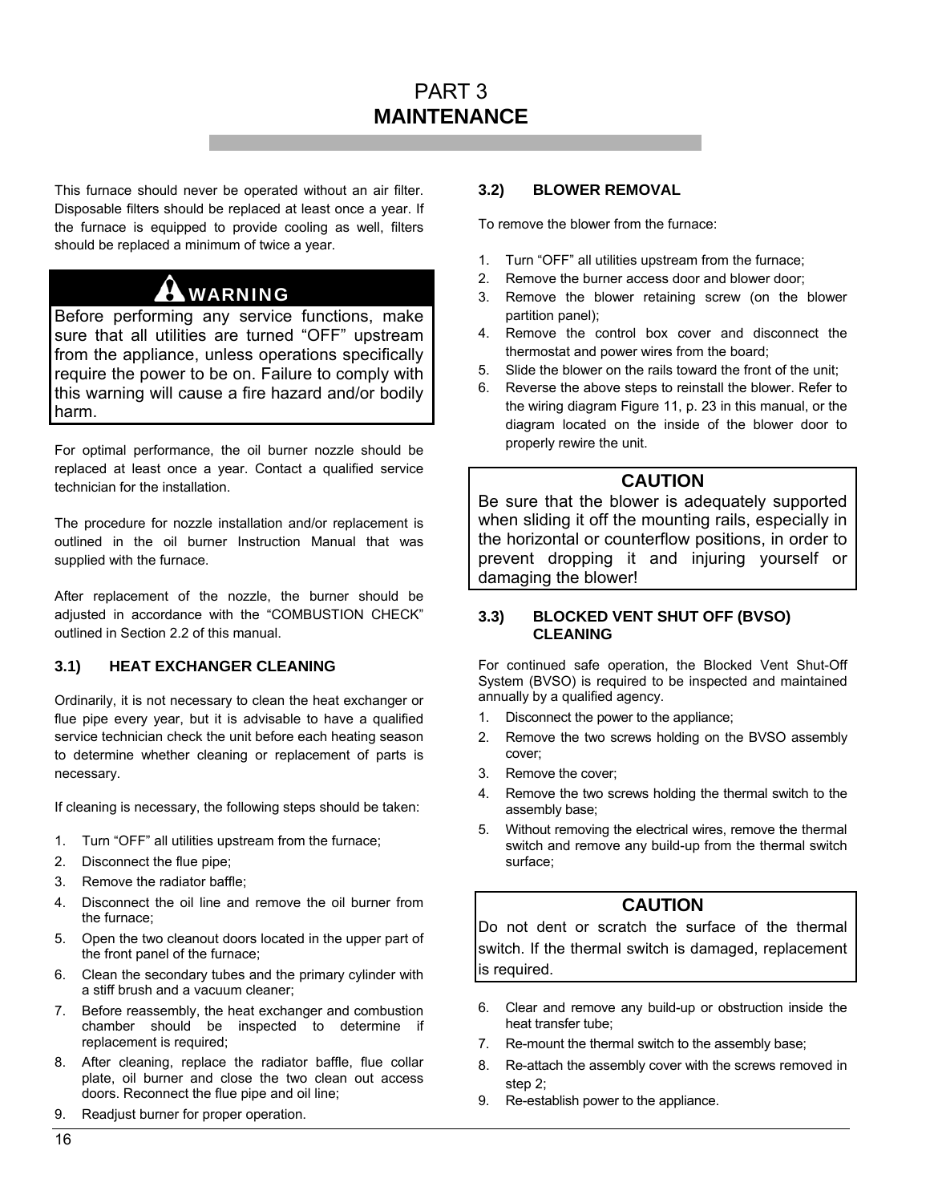# PART 3
# MAINTENANCE

This furnace should never be operated without an air filter. Disposable filters should be replaced at least once a year. If the furnace is equipped to provide cooling as well, filters should be replaced a minimum of twice a year.

> **WARNING**
>
> Before performing any service functions, make sure that all utilities are turned "OFF" upstream from the appliance, unless operations specifically require the power to be on. Failure to comply with this warning will cause a fire hazard and/or bodily harm.

For optimal performance, the oil burner nozzle should be replaced at least once a year. Contact a qualified service technician for the installation.

The procedure for nozzle installation and/or replacement is outlined in the oil burner Instruction Manual that was supplied with the furnace.

After replacement of the nozzle, the burner should be adjusted in accordance with the "COMBUSTION CHECK" outlined in Section 2.2 of this manual.

### 3.1) HEAT EXCHANGER CLEANING

Ordinarily, it is not necessary to clean the heat exchanger or flue pipe every year, but it is advisable to have a qualified service technician check the unit before each heating season to determine whether cleaning or replacement of parts is necessary.

If cleaning is necessary, the following steps should be taken:

1. Turn "OFF" all utilities upstream from the furnace;
2. Disconnect the flue pipe;
3. Remove the radiator baffle;
4. Disconnect the oil line and remove the oil burner from the furnace;
5. Open the two cleanout doors located in the upper part of the front panel of the furnace;
6. Clean the secondary tubes and the primary cylinder with a stiff brush and a vacuum cleaner;
7. Before reassembly, the heat exchanger and combustion chamber should be inspected to determine if replacement is required;
8. After cleaning, replace the radiator baffle, flue collar plate, oil burner and close the two clean out access doors. Reconnect the flue pipe and oil line;
9. Readjust burner for proper operation.

### 3.2) BLOWER REMOVAL

To remove the blower from the furnace:

1. Turn "OFF" all utilities upstream from the furnace;
2. Remove the burner access door and blower door;
3. Remove the blower retaining screw (on the blower partition panel);
4. Remove the control box cover and disconnect the thermostat and power wires from the board;
5. Slide the blower on the rails toward the front of the unit;
6. Reverse the above steps to reinstall the blower. Refer to the wiring diagram Figure 11, p. 23 in this manual, or the diagram located on the inside of the blower door to properly rewire the unit.

> **CAUTION**
>
> Be sure that the blower is adequately supported when sliding it off the mounting rails, especially in the horizontal or counterflow positions, in order to prevent dropping it and injuring yourself or damaging the blower!

### 3.3) BLOCKED VENT SHUT OFF (BVSO) CLEANING

For continued safe operation, the Blocked Vent Shut-Off System (BVSO) is required to be inspected and maintained annually by a qualified agency.

1. Disconnect the power to the appliance;
2. Remove the two screws holding on the BVSO assembly cover;
3. Remove the cover;
4. Remove the two screws holding the thermal switch to the assembly base;
5. Without removing the electrical wires, remove the thermal switch and remove any build-up from the thermal switch surface;

> **CAUTION**
>
> Do not dent or scratch the surface of the thermal switch. If the thermal switch is damaged, replacement is required.

6. Clear and remove any build-up or obstruction inside the heat transfer tube;
7. Re-mount the thermal switch to the assembly base;
8. Re-attach the assembly cover with the screws removed in step 2;
9. Re-establish power to the appliance.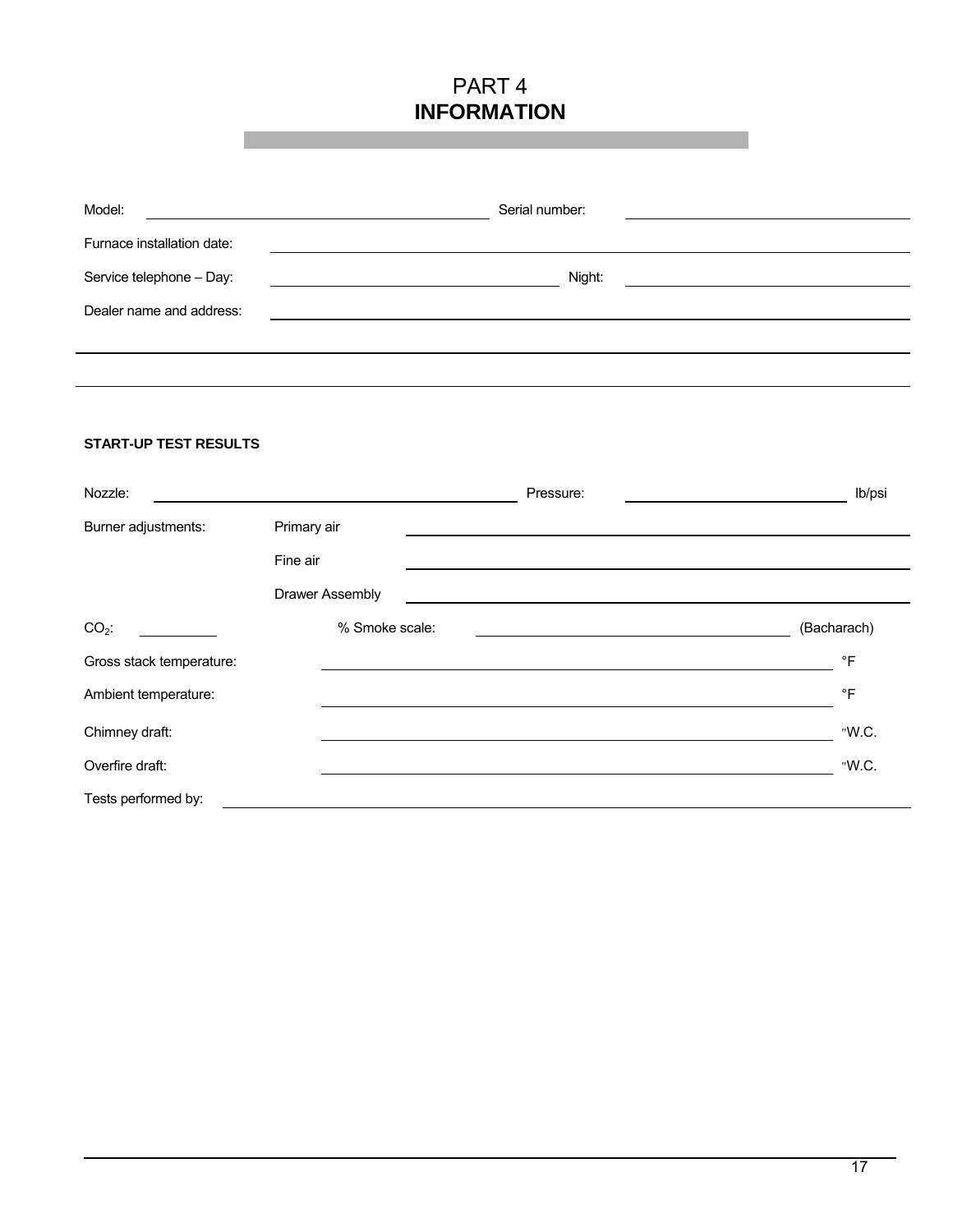# PART 4
# INFORMATION

Model: ______________________ Serial number: ______________________

Furnace installation date: ______________________

Service telephone – Day: ______________________ Night: ______________________

Dealer name and address: ______________________

______________________

______________________

### START-UP TEST RESULTS

Nozzle: ______________________ Pressure: ______________________ lb/psi

Burner adjustments: Primary air ______________________

Fine air ______________________

Drawer Assembly ______________________

$CO_2$: __________ % Smoke scale: ______________________ (Bacharach)

Gross stack temperature: ______________________ °F

Ambient temperature: ______________________ °F

Chimney draft: ______________________ "W.C.

Overfire draft: ______________________ "W.C.

Tests performed by: ______________________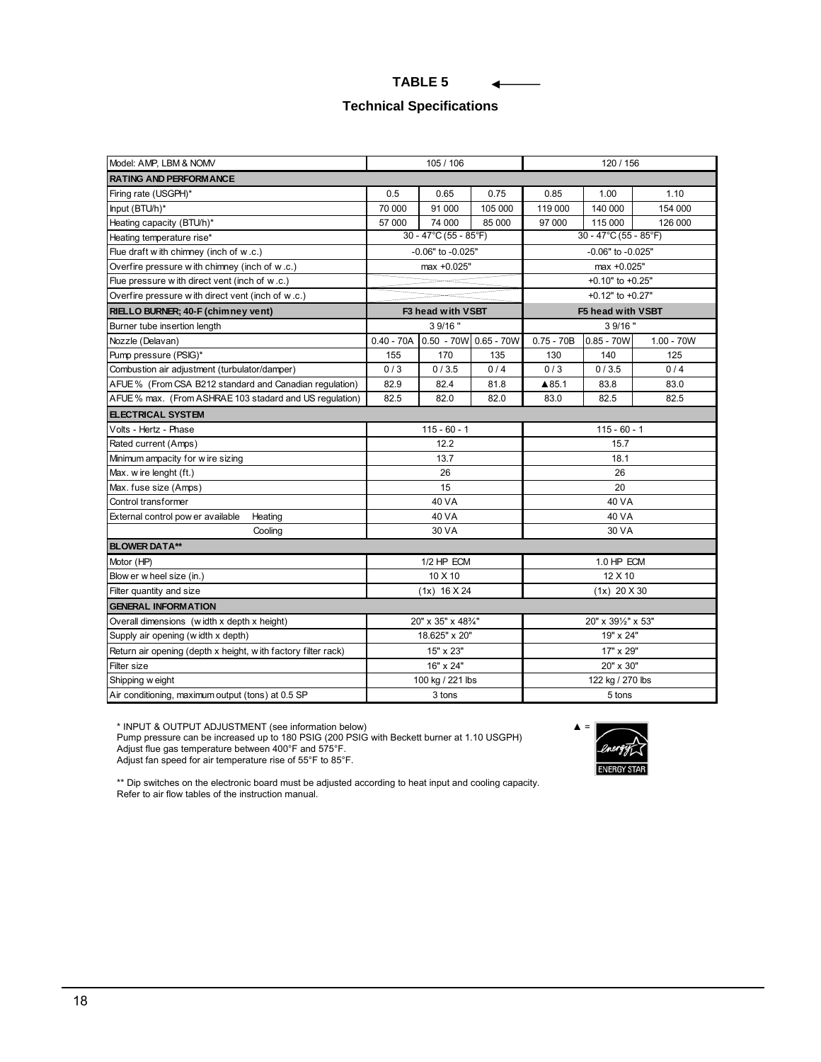# TABLE 5

## Technical Specifications

| Model: AMP, LBM & NOMV | 105 / 106 | | | 120 / 156 | | |
|---|---|---|---|---|---|---|
| **RATING AND PERFORMANCE** | | | | | | |
| Firing rate (USGPH)* | 0.5 | 0.65 | 0.75 | 0.85 | 1.00 | 1.10 |
| Input (BTU/h)* | 70 000 | 91 000 | 105 000 | 119 000 | 140 000 | 154 000 |
| Heating capacity (BTU/h)* | 57 000 | 74 000 | 85 000 | 97 000 | 115 000 | 126 000 |
| Heating temperature rise* | 30 - 47°C (55 - 85°F) | | | 30 - 47°C (55 - 85°F) | | |
| Flue draft with chimney (inch of w.c.) | -0.06" to -0.025" | | | -0.06" to -0.025" | | |
| Overfire pressure with chimney (inch of w.c.) | max +0.025" | | | max +0.025" | | |
| Flue pressure with direct vent (inch of w.c.) | | | | +0.10" to +0.25" | | |
| Overfire pressure with direct vent (inch of w.c.) | | | | +0.12" to +0.27" | | |
| **RIELLO BURNER; 40-F (chimney vent)** | **F3 head with VSBT** | | | **F5 head with VSBT** | | |
| Burner tube insertion length | 3 9/16 " | | | 3 9/16 " | | |
| Nozzle (Delavan) | 0.40 - 70A | 0.50 - 70W | 0.65 - 70W | 0.75 - 70B | 0.85 - 70W | 1.00 - 70W |
| Pump pressure (PSIG)* | 155 | 170 | 135 | 130 | 140 | 125 |
| Combustion air adjustment (turbulator/damper) | 0 / 3 | 0 / 3.5 | 0 / 4 | 0 / 3 | 0 / 3.5 | 0 / 4 |
| AFUE % (From CSA B212 standard and Canadian regulation) | 82.9 | 82.4 | 81.8 | ▲85.1 | 83.8 | 83.0 |
| AFUE % max. (From ASHRAE 103 stadard and US regulation) | 82.5 | 82.0 | 82.0 | 83.0 | 82.5 | 82.5 |
| **ELECTRICAL SYSTEM** | | | | | | |
| Volts - Hertz - Phase | 115 - 60 - 1 | | | 115 - 60 - 1 | | |
| Rated current (Amps) | 12.2 | | | 15.7 | | |
| Minimum ampacity for wire sizing | 13.7 | | | 18.1 | | |
| Max. wire lenght (ft.) | 26 | | | 26 | | |
| Max. fuse size (Amps) | 15 | | | 20 | | |
| Control transformer | 40 VA | | | 40 VA | | |
| External control power available — Heating | 40 VA | | | 40 VA | | |
| Cooling | 30 VA | | | 30 VA | | |
| **BLOWER DATA**** | | | | | | |
| Motor (HP) | 1/2 HP ECM | | | 1.0 HP ECM | | |
| Blower wheel size (in.) | 10 X 10 | | | 12 X 10 | | |
| Filter quantity and size | (1x) 16 X 24 | | | (1x) 20 X 30 | | |
| **GENERAL INFORMATION** | | | | | | |
| Overall dimensions (width x depth x height) | 20" x 35" x 48¾" | | | 20" x 39½" x 53" | | |
| Supply air opening (width x depth) | 18.625" x 20" | | | 19" x 24" | | |
| Return air opening (depth x height, with factory filter rack) | 15" x 23" | | | 17" x 29" | | |
| Filter size | 16" x 24" | | | 20" x 30" | | |
| Shipping weight | 100 kg / 221 lbs | | | 122 kg / 270 lbs | | |
| Air conditioning, maximum output (tons) at 0.5 SP | 3 tons | | | 5 tons | | |

\* INPUT & OUTPUT ADJUSTMENT (see information below)
Pump pressure can be increased up to 180 PSIG (200 PSIG with Beckett burner at 1.10 USGPH)
Adjust flue gas temperature between 400°F and 575°F.
Adjust fan speed for air temperature rise of 55°F to 85°F.

▲ = ENERGY STAR

\** Dip switches on the electronic board must be adjusted according to heat input and cooling capacity.
Refer to air flow tables of the instruction manual.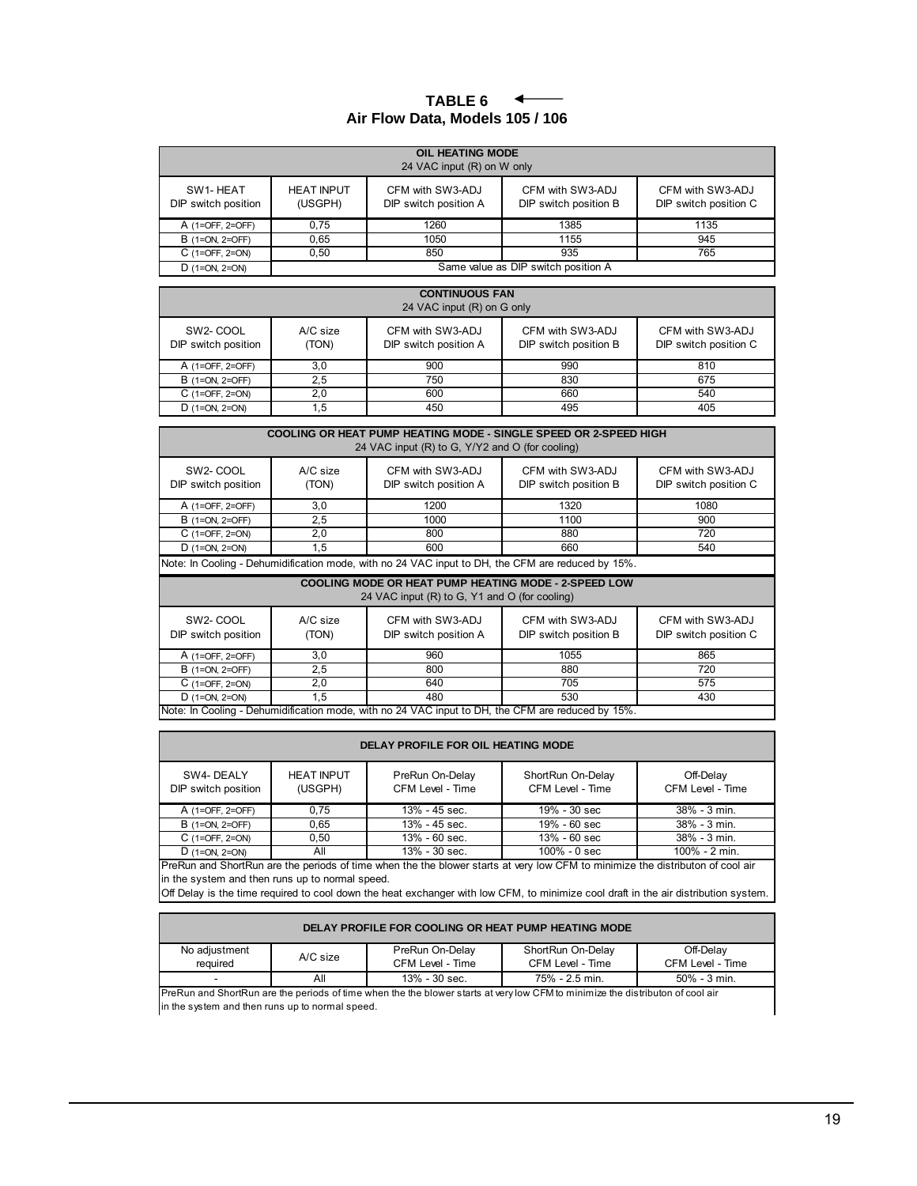# TABLE 6

## Air Flow Data, Models 105 / 106

| OIL HEATING MODE 24 VAC input (R) on W only | | | | |
|---|---|---|---|---|
| SW1- HEAT DIP switch position | HEAT INPUT (USGPH) | CFM with SW3-ADJ DIP switch position A | CFM with SW3-ADJ DIP switch position B | CFM with SW3-ADJ DIP switch position C |
| A (1=OFF, 2=OFF) | 0,75 | 1260 | 1385 | 1135 |
| B (1=ON, 2=OFF) | 0,65 | 1050 | 1155 | 945 |
| C (1=OFF, 2=ON) | 0,50 | 850 | 935 | 765 |
| D (1=ON, 2=ON) | Same value as DIP switch position A | | | |

| CONTINUOUS FAN 24 VAC input (R) on G only | | | | |
|---|---|---|---|---|
| SW2- COOL DIP switch position | A/C size (TON) | CFM with SW3-ADJ DIP switch position A | CFM with SW3-ADJ DIP switch position B | CFM with SW3-ADJ DIP switch position C |
| A (1=OFF, 2=OFF) | 3,0 | 900 | 990 | 810 |
| B (1=ON, 2=OFF) | 2,5 | 750 | 830 | 675 |
| C (1=OFF, 2=ON) | 2,0 | 600 | 660 | 540 |
| D (1=ON, 2=ON) | 1,5 | 450 | 495 | 405 |

| COOLING OR HEAT PUMP HEATING MODE - SINGLE SPEED OR 2-SPEED HIGH 24 VAC input (R) to G, Y/Y2 and O (for cooling) | | | | |
|---|---|---|---|---|
| SW2- COOL DIP switch position | A/C size (TON) | CFM with SW3-ADJ DIP switch position A | CFM with SW3-ADJ DIP switch position B | CFM with SW3-ADJ DIP switch position C |
| A (1=OFF, 2=OFF) | 3,0 | 1200 | 1320 | 1080 |
| B (1=ON, 2=OFF) | 2,5 | 1000 | 1100 | 900 |
| C (1=OFF, 2=ON) | 2,0 | 800 | 880 | 720 |
| D (1=ON, 2=ON) | 1,5 | 600 | 660 | 540 |

Note: In Cooling - Dehumidification mode, with no 24 VAC input to DH, the CFM are reduced by 15%.

| COOLING MODE OR HEAT PUMP HEATING MODE - 2-SPEED LOW 24 VAC input (R) to G, Y1 and O (for cooling) | | | | |
|---|---|---|---|---|
| SW2- COOL DIP switch position | A/C size (TON) | CFM with SW3-ADJ DIP switch position A | CFM with SW3-ADJ DIP switch position B | CFM with SW3-ADJ DIP switch position C |
| A (1=OFF, 2=OFF) | 3,0 | 960 | 1055 | 865 |
| B (1=ON, 2=OFF) | 2,5 | 800 | 880 | 720 |
| C (1=OFF, 2=ON) | 2,0 | 640 | 705 | 575 |
| D (1=ON, 2=ON) | 1,5 | 480 | 530 | 430 |

Note: In Cooling - Dehumidification mode, with no 24 VAC input to DH, the CFM are reduced by 15%.

| DELAY PROFILE FOR OIL HEATING MODE | | | | |
|---|---|---|---|---|
| SW4- DEALY DIP switch position | HEAT INPUT (USGPH) | PreRun On-Delay CFM Level - Time | ShortRun On-Delay CFM Level - Time | Off-Delay CFM Level - Time |
| A (1=OFF, 2=OFF) | 0,75 | 13% - 45 sec. | 19% - 30 sec | 38% - 3 min. |
| B (1=ON, 2=OFF) | 0,65 | 13% - 45 sec. | 19% - 60 sec | 38% - 3 min. |
| C (1=OFF, 2=ON) | 0,50 | 13% - 60 sec. | 13% - 60 sec | 38% - 3 min. |
| D (1=ON, 2=ON) | All | 13% - 30 sec. | 100% - 0 sec | 100% - 2 min. |

PreRun and ShortRun are the periods of time when the the blower starts at very low CFM to minimize the distributon of cool air in the system and then runs up to normal speed.

Off Delay is the time required to cool down the heat exchanger with low CFM, to minimize cool draft in the air distribution system.

| DELAY PROFILE FOR COOLING OR HEAT PUMP HEATING MODE | | | | |
|---|---|---|---|---|
| No adjustment required | A/C size | PreRun On-Delay CFM Level - Time | ShortRun On-Delay CFM Level - Time | Off-Delay CFM Level - Time |
| - | All | 13% - 30 sec. | 75% - 2.5 min. | 50% - 3 min. |

PreRun and ShortRun are the periods of time when the the blower starts at very low CFM to minimize the distributon of cool air in the system and then runs up to normal speed.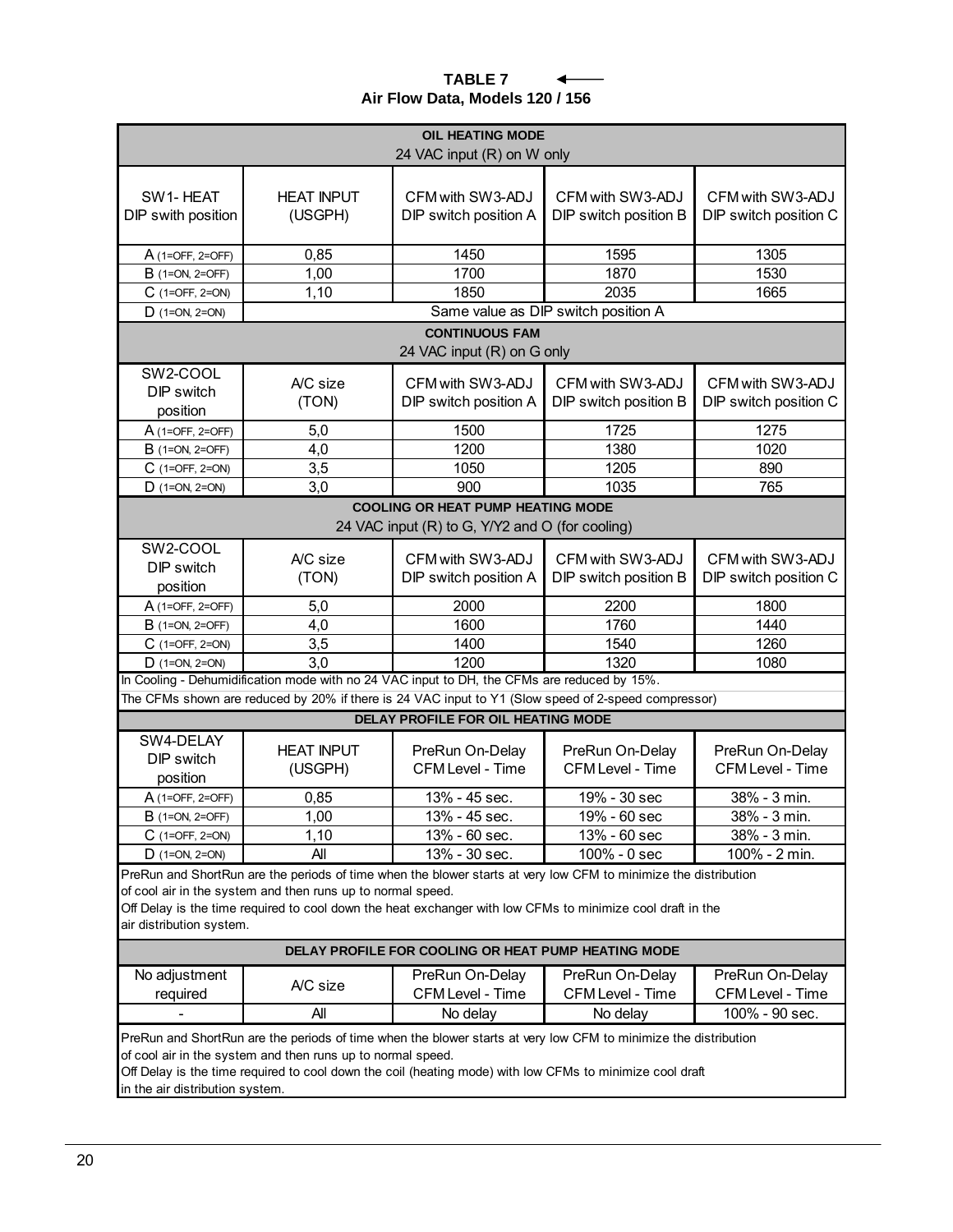**TABLE 7**
**Air Flow Data, Models 120 / 156**

| OIL HEATING MODE<br>24 VAC input (R) on W only | | | | |
|---|---|---|---|---|
| SW1- HEAT DIP swith position | HEAT INPUT (USGPH) | CFM with SW3-ADJ DIP switch position A | CFM with SW3-ADJ DIP switch position B | CFM with SW3-ADJ DIP switch position C |
| A (1=OFF, 2=OFF) | 0,85 | 1450 | 1595 | 1305 |
| B (1=ON, 2=OFF) | 1,00 | 1700 | 1870 | 1530 |
| C (1=OFF, 2=ON) | 1,10 | 1850 | 2035 | 1665 |
| D (1=ON, 2=ON) | Same value as DIP switch position A | | | |
| **CONTINUOUS FAM**<br>24 VAC input (R) on G only | | | | |
| SW2-COOL DIP switch position | A/C size (TON) | CFM with SW3-ADJ DIP switch position A | CFM with SW3-ADJ DIP switch position B | CFM with SW3-ADJ DIP switch position C |
| A (1=OFF, 2=OFF) | 5,0 | 1500 | 1725 | 1275 |
| B (1=ON, 2=OFF) | 4,0 | 1200 | 1380 | 1020 |
| C (1=OFF, 2=ON) | 3,5 | 1050 | 1205 | 890 |
| D (1=ON, 2=ON) | 3,0 | 900 | 1035 | 765 |
| **COOLING OR HEAT PUMP HEATING MODE**<br>24 VAC input (R) to G, Y/Y2 and O (for cooling) | | | | |
| SW2-COOL DIP switch position | A/C size (TON) | CFM with SW3-ADJ DIP switch position A | CFM with SW3-ADJ DIP switch position B | CFM with SW3-ADJ DIP switch position C |
| A (1=OFF, 2=OFF) | 5,0 | 2000 | 2200 | 1800 |
| B (1=ON, 2=OFF) | 4,0 | 1600 | 1760 | 1440 |
| C (1=OFF, 2=ON) | 3,5 | 1400 | 1540 | 1260 |
| D (1=ON, 2=ON) | 3,0 | 1200 | 1320 | 1080 |
| In Cooling - Dehumidification mode with no 24 VAC input to DH, the CFMs are reduced by 15%. | | | | |
| The CFMs shown are reduced by 20% if there is 24 VAC input to Y1 (Slow speed of 2-speed compressor) | | | | |
| **DELAY PROFILE FOR OIL HEATING MODE** | | | | |
| SW4-DELAY DIP switch position | HEAT INPUT (USGPH) | PreRun On-Delay CFM Level - Time | PreRun On-Delay CFM Level - Time | PreRun On-Delay CFM Level - Time |
| A (1=OFF, 2=OFF) | 0,85 | 13% - 45 sec. | 19% - 30 sec | 38% - 3 min. |
| B (1=ON, 2=OFF) | 1,00 | 13% - 45 sec. | 19% - 60 sec | 38% - 3 min. |
| C (1=OFF, 2=ON) | 1,10 | 13% - 60 sec. | 13% - 60 sec | 38% - 3 min. |
| D (1=ON, 2=ON) | All | 13% - 30 sec. | 100% - 0 sec | 100% - 2 min. |
| PreRun and ShortRun are the periods of time when the blower starts at very low CFM to minimize the distribution of cool air in the system and then runs up to normal speed.<br>Off Delay is the time required to cool down the heat exchanger with low CFMs to minimize cool draft in the air distribution system. | | | | |
| **DELAY PROFILE FOR COOLING OR HEAT PUMP HEATING MODE** | | | | |
| No adjustment required | A/C size | PreRun On-Delay CFM Level - Time | PreRun On-Delay CFM Level - Time | PreRun On-Delay CFM Level - Time |
| - | All | No delay | No delay | 100% - 90 sec. |
| PreRun and ShortRun are the periods of time when the blower starts at very low CFM to minimize the distribution of cool air in the system and then runs up to normal speed.<br>Off Delay is the time required to cool down the coil (heating mode) with low CFMs to minimize cool draft in the air distribution system. | | | | |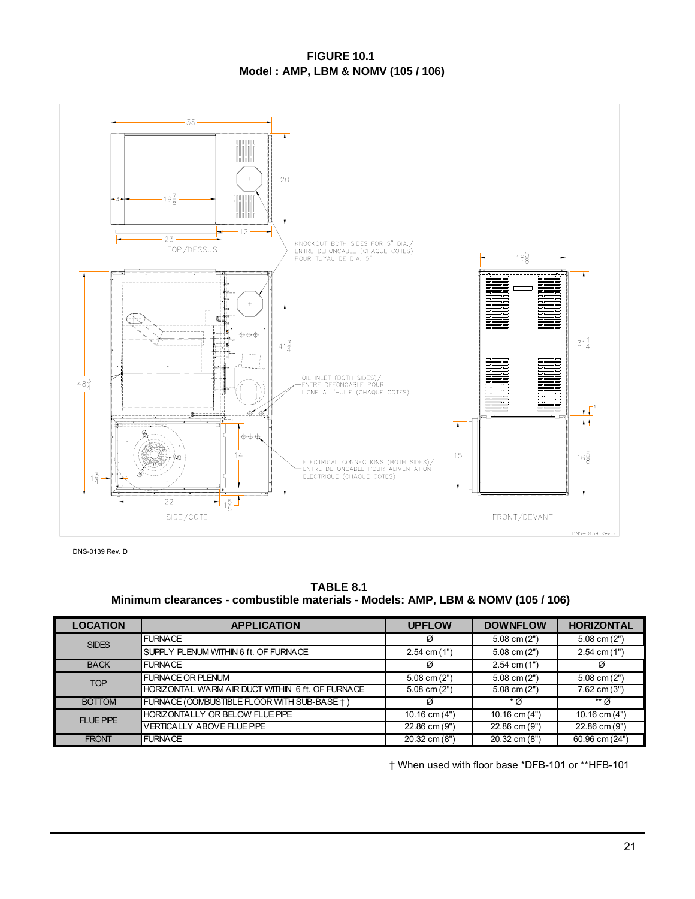**FIGURE 10.1**
**Model : AMP, LBM & NOMV (105 / 106)**

35

20

4

$19\frac{7}{8}$

23

12

TOP/DESSUS

KNOCKOUT BOTH SIDES FOR 5" DIA./
ENTRE DEFONCABLE (CHAQUE COTES)
POUR TUYAU DE DIA. 5"

$18\frac{5}{8}$

$41\frac{3}{4}$

$31\frac{1}{4}$

$48\frac{3}{4}$

OIL INLET (BOTH SIDES)/
ENTRE DEFONCABLE POUR
LIGNE A L'HUILE (CHAQUE COTES)

1

14

15

$16\frac{5}{8}$

ELECTRICAL CONNECTIONS (BOTH SIDES)/
ENTRE DEFONCABLE POUR ALIMENTATION
ELECTRIQUE (CHAQUE COTES)

$1\frac{3}{4}$

22

$1\frac{5}{8}$

SIDE/COTE

FRONT/DEVANT

DNS-0139 Rev.D

DNS-0139 Rev. D

**TABLE 8.1**
**Minimum clearances - combustible materials - Models: AMP, LBM & NOMV (105 / 106)**

| LOCATION | APPLICATION | UPFLOW | DOWNFLOW | HORIZONTAL |
|---|---|---|---|---|
| SIDES | FURNACE | Ø | 5.08 cm (2") | 5.08 cm (2") |
| | SUPPLY PLENUM WITHIN 6 ft. OF FURNACE | 2.54 cm (1") | 5.08 cm (2") | 2.54 cm (1") |
| BACK | FURNACE | Ø | 2.54 cm (1") | Ø |
| TOP | FURNACE OR PLENUM | 5.08 cm (2") | 5.08 cm (2") | 5.08 cm (2") |
| | HORIZONTAL WARM AIR DUCT WITHIN 6 ft. OF FURNACE | 5.08 cm (2") | 5.08 cm (2") | 7.62 cm (3") |
| BOTTOM | FURNACE (COMBUSTIBLE FLOOR WITH SUB-BASE † ) | Ø | * Ø | ** Ø |
| FLUE PIPE | HORIZONTALLY OR BELOW FLUE PIPE | 10.16 cm (4") | 10.16 cm (4") | 10.16 cm (4") |
| | VERTICALLY ABOVE FLUE PIPE | 22.86 cm (9") | 22.86 cm (9") | 22.86 cm (9") |
| FRONT | FURNACE | 20.32 cm (8") | 20.32 cm (8") | 60.96 cm (24") |

† When used with floor base *DFB-101 or **HFB-101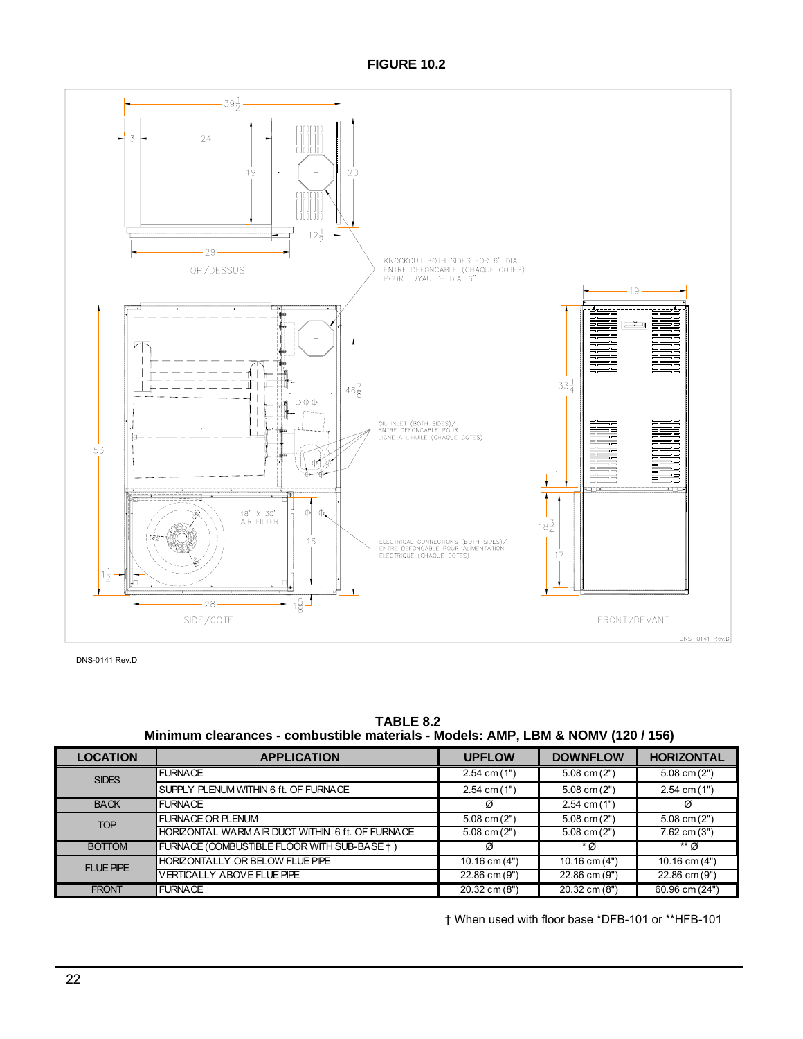**FIGURE 10.2**

TOP/DESSUS

KNOCKOUT BOTH SIDES FOR 6" DIA.
ENTRE DEFONCABLE (CHAQUE COTES)
POUR TUYAU DE DIA. 6"

OIL INLET (BOTH SIDES)/
ENTRE DEFONCABLE POUR
LIGNE A L'HUILE (CHAQUE COTES)

18" X 30"
AIR FILTER

ELECTRICAL CONNECTIONS (BOTH SIDES)/
ENTRE DEFONCABLE POUR ALIMENTATION
ELECTRIQUE (CHAQUE COTES)

SIDE/COTE

FRONT/DEVANT

DNS-0141 Rev.D

**TABLE 8.2**
**Minimum clearances - combustible materials - Models: AMP, LBM & NOMV (120 / 156)**

| LOCATION | APPLICATION | UPFLOW | DOWNFLOW | HORIZONTAL |
|---|---|---|---|---|
| SIDES | FURNACE | 2.54 cm (1") | 5.08 cm (2") | 5.08 cm (2") |
| | SUPPLY PLENUM WITHIN 6 ft. OF FURNACE | 2.54 cm (1") | 5.08 cm (2") | 2.54 cm (1") |
| BACK | FURNACE | Ø | 2.54 cm (1") | Ø |
| TOP | FURNACE OR PLENUM | 5.08 cm (2") | 5.08 cm (2") | 5.08 cm (2") |
| | HORIZONTAL WARM AIR DUCT WITHIN 6 ft. OF FURNACE | 5.08 cm (2") | 5.08 cm (2") | 7.62 cm (3") |
| BOTTOM | FURNACE (COMBUSTIBLE FLOOR WITH SUB-BASE † ) | Ø | * Ø | ** Ø |
| FLUE PIPE | HORIZONTALLY OR BELOW FLUE PIPE | 10.16 cm (4") | 10.16 cm (4") | 10.16 cm (4") |
| | VERTICALLY ABOVE FLUE PIPE | 22.86 cm (9") | 22.86 cm (9") | 22.86 cm (9") |
| FRONT | FURNACE | 20.32 cm (8") | 20.32 cm (8") | 60.96 cm (24") |

† When used with floor base *DFB-101 or **HFB-101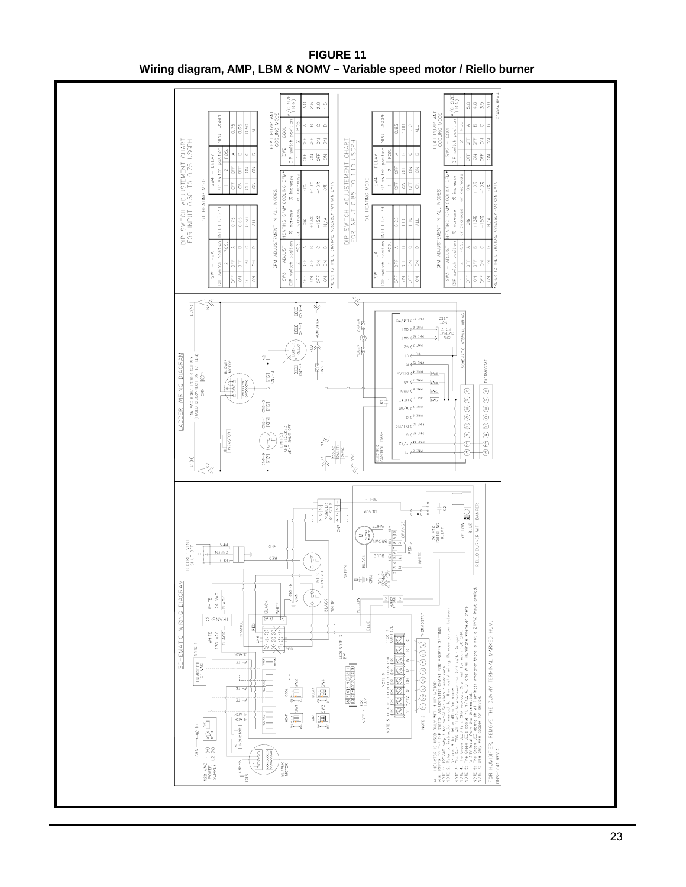**FIGURE 11**
**Wiring diagram, AMP, LBM & NOMV – Variable speed motor / Riello burner**

## DIP SWITCH ADJUSTEMENT CHART FOR INPUT 0.50 TO 0.75 USGPH

### OIL HEATING MODE

| SW1 - HEAT DIP switch position 1 | 2 | POS. | INPUT USGPH |
|---|---|---|---|
| OFF | OFF | A | 0.75 |
| ON | OFF | B | 0.65 |
| OFF | ON | C | 0.50 |
| ON | ON | D | ALL |

| SW4 - DELAY DIP switch position 1 | 2 | POS. | INPUT USGPH |
|---|---|---|---|
| OFF | OFF | A | 0.75 |
| ON | OFF | B | 0.65 |
| OFF | ON | C | 0.50 |
| ON | ON | D | ALL |

### CFM ADJUSTEMENT IN ALL MODES

| SW3 - ADJUST DIP switch position 1 | 2 | POS. | HEATING CFM* % increase or decrease | COOLING CFM* % increase or decrease |
|---|---|---|---|---|
| OFF | OFF | A | 0% | 0% |
| ON | OFF | B | +13% | +10% |
| OFF | ON | C | -15% | -10% |
| ON | ON | D | N/A | 0% |

*REFER TO THE LITERATURE ASSEMBLY FOR CFM DATA

### HEAT PUMP AND COOLING MODE

| SW2 - COOL DIP switch position 1 | 2 | POS. | A/C SIZE (TON) |
|---|---|---|---|
| OFF | OFF | A | 3.0 |
| ON | OFF | B | 2.5 |
| OFF | ON | C | 2.0 |
| ON | ON | D | 1.5 |

## DIP SWITCH ADJUSTEMENT CHART FOR INPUT 0.85 TO 1.10 USGPH

### OIL HEATING MODE

| SW1 - HEAT DIP switch position 1 | 2 | POS. | INPUT USGPH |
|---|---|---|---|
| OFF | OFF | A | 0.85 |
| ON | OFF | B | 1.00 |
| OFF | ON | C | 1.10 |
| ON | ON | D | ALL |

| SW4 - DELAY DIP switch position 1 | 2 | POS. | INPUT USGPH |
|---|---|---|---|
| OFF | OFF | A | 0.85 |
| ON | OFF | B | 1.00 |
| OFF | ON | C | 1.10 |
| ON | ON | D | ALL |

### CFM ADJUSTEMENT IN ALL MODES

| SW3 - ADJUST DIP switch position 1 | 2 | POS. | HEATING CFM* % increase or decrease | COOLING CFM* % increase or decrease |
|---|---|---|---|---|
| OFF | OFF | A | 0% | 0% |
| ON | OFF | B | +13% | +10% |
| OFF | ON | C | -15% | -10% |
| ON | ON | D | N/A | 0% |

*REFER TO THE LITERATURE ASSEMBLY FOR CFM DATA

### HEAT PUMP AND COOLING MODE

| SW2 - COOL DIP switch position 1 | 2 | POS. | A/C SIZE (TON) |
|---|---|---|---|
| OFF | OFF | A | 5.0 |
| ON | OFF | B | 4.0 |
| OFF | ON | C | 3.5 |
| ON | ON | D | 3.0 |

X40464 REV.A

## LADDER WIRING DIAGRAM

## SCHEMATIC WIRING DIAGRAM

* INDUCTOR IS USED ONLY WITH 1 HP MOTOR
** REFER TO THE DIP SWITCH ADJUSTMENT CHART FOR PROPER SETTING

NOTE 1: 120VAC output for humidifier when burner runs.
NOTE 2: Refer to instruction manual for thermostat wiring. Remove jumper between DH and R for dehumidification mode.
NOTE 3: The Red LED6 will illuminate whenever the limit switch is open.
NOTE 4: The Green LED7 is CFM indicator. One flash for each 100 CFM.
NOTE 5: The Green LEDs above Y1, Y/Y2, 6, G, and W will illuminate whenever there is a 24VAC input from the thermostat.
NOTE 6: The Green LED above dh will illuminate whenever there is not a 24VAC input applied.
NOTE 7: Use only wire copper for service.

FOR HUMIDIFIER, REMOVE THE DUMMY TERMINAL MARKED HUM.

DNS-1041 REV.A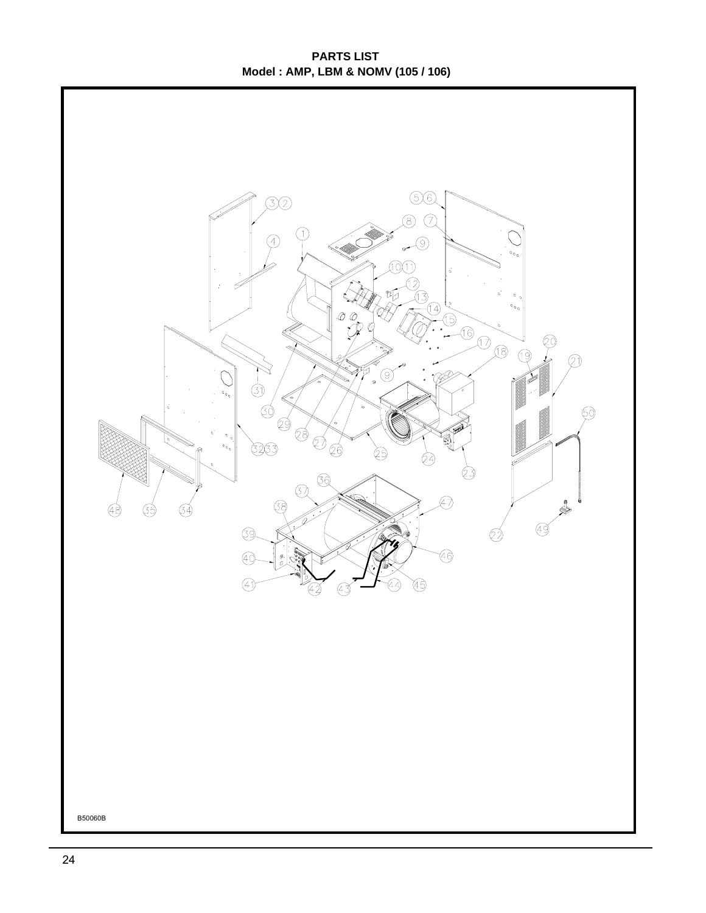# PARTS LIST

**Model : AMP, LBM & NOMV (105 / 106)**

B50060B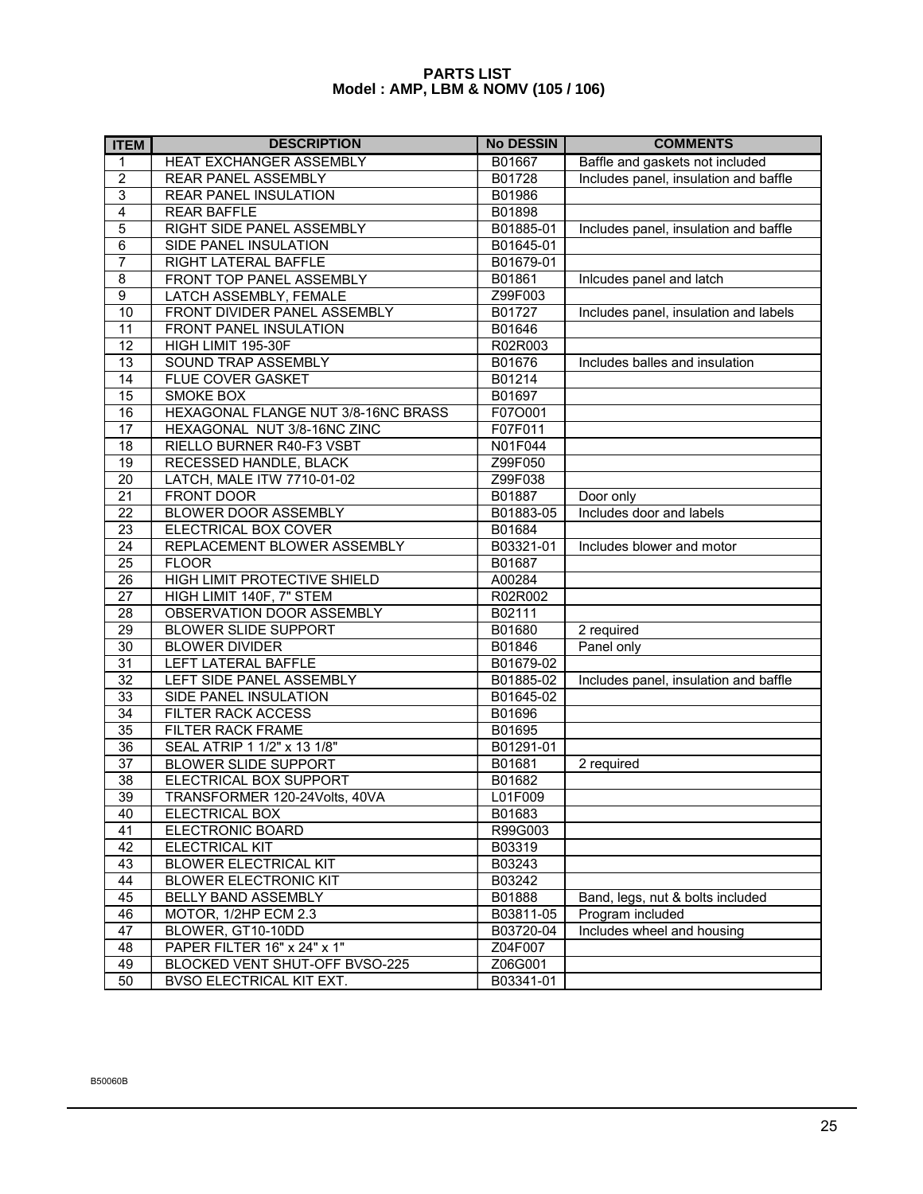# PARTS LIST
## Model : AMP, LBM & NOMV (105 / 106)

| ITEM | DESCRIPTION | No DESSIN | COMMENTS |
|---|---|---|---|
| 1 | HEAT EXCHANGER ASSEMBLY | B01667 | Baffle and gaskets not included |
| 2 | REAR PANEL ASSEMBLY | B01728 | Includes panel, insulation and baffle |
| 3 | REAR PANEL INSULATION | B01986 | |
| 4 | REAR BAFFLE | B01898 | |
| 5 | RIGHT SIDE PANEL ASSEMBLY | B01885-01 | Includes panel, insulation and baffle |
| 6 | SIDE PANEL INSULATION | B01645-01 | |
| 7 | RIGHT LATERAL BAFFLE | B01679-01 | |
| 8 | FRONT TOP PANEL ASSEMBLY | B01861 | Inlcudes panel and latch |
| 9 | LATCH ASSEMBLY, FEMALE | Z99F003 | |
| 10 | FRONT DIVIDER PANEL ASSEMBLY | B01727 | Includes panel, insulation and labels |
| 11 | FRONT PANEL INSULATION | B01646 | |
| 12 | HIGH LIMIT 195-30F | R02R003 | |
| 13 | SOUND TRAP ASSEMBLY | B01676 | Includes balles and insulation |
| 14 | FLUE COVER GASKET | B01214 | |
| 15 | SMOKE BOX | B01697 | |
| 16 | HEXAGONAL FLANGE NUT 3/8-16NC BRASS | F07O001 | |
| 17 | HEXAGONAL NUT 3/8-16NC ZINC | F07F011 | |
| 18 | RIELLO BURNER R40-F3 VSBT | N01F044 | |
| 19 | RECESSED HANDLE, BLACK | Z99F050 | |
| 20 | LATCH, MALE ITW 7710-01-02 | Z99F038 | |
| 21 | FRONT DOOR | B01887 | Door only |
| 22 | BLOWER DOOR ASSEMBLY | B01883-05 | Includes door and labels |
| 23 | ELECTRICAL BOX COVER | B01684 | |
| 24 | REPLACEMENT BLOWER ASSEMBLY | B03321-01 | Includes blower and motor |
| 25 | FLOOR | B01687 | |
| 26 | HIGH LIMIT PROTECTIVE SHIELD | A00284 | |
| 27 | HIGH LIMIT 140F, 7" STEM | R02R002 | |
| 28 | OBSERVATION DOOR ASSEMBLY | B02111 | |
| 29 | BLOWER SLIDE SUPPORT | B01680 | 2 required |
| 30 | BLOWER DIVIDER | B01846 | Panel only |
| 31 | LEFT LATERAL BAFFLE | B01679-02 | |
| 32 | LEFT SIDE PANEL ASSEMBLY | B01885-02 | Includes panel, insulation and baffle |
| 33 | SIDE PANEL INSULATION | B01645-02 | |
| 34 | FILTER RACK ACCESS | B01696 | |
| 35 | FILTER RACK FRAME | B01695 | |
| 36 | SEAL ATRIP 1 1/2" x 13 1/8" | B01291-01 | |
| 37 | BLOWER SLIDE SUPPORT | B01681 | 2 required |
| 38 | ELECTRICAL BOX SUPPORT | B01682 | |
| 39 | TRANSFORMER 120-24Volts, 40VA | L01F009 | |
| 40 | ELECTRICAL BOX | B01683 | |
| 41 | ELECTRONIC BOARD | R99G003 | |
| 42 | ELECTRICAL KIT | B03319 | |
| 43 | BLOWER ELECTRICAL KIT | B03243 | |
| 44 | BLOWER ELECTRONIC KIT | B03242 | |
| 45 | BELLY BAND ASSEMBLY | B01888 | Band, legs, nut & bolts included |
| 46 | MOTOR, 1/2HP ECM 2.3 | B03811-05 | Program included |
| 47 | BLOWER, GT10-10DD | B03720-04 | Includes wheel and housing |
| 48 | PAPER FILTER 16" x 24" x 1" | Z04F007 | |
| 49 | BLOCKED VENT SHUT-OFF BVSO-225 | Z06G001 | |
| 50 | BVSO ELECTRICAL KIT EXT. | B03341-01 | |

B50060B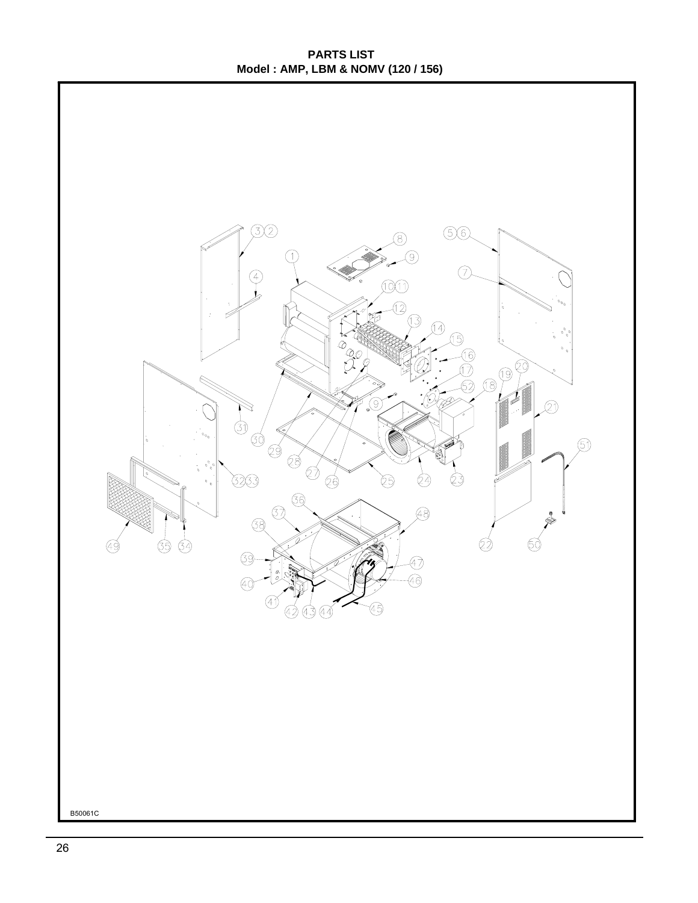**PARTS LIST**
**Model : AMP, LBM & NOMV (120 / 156)**

B50061C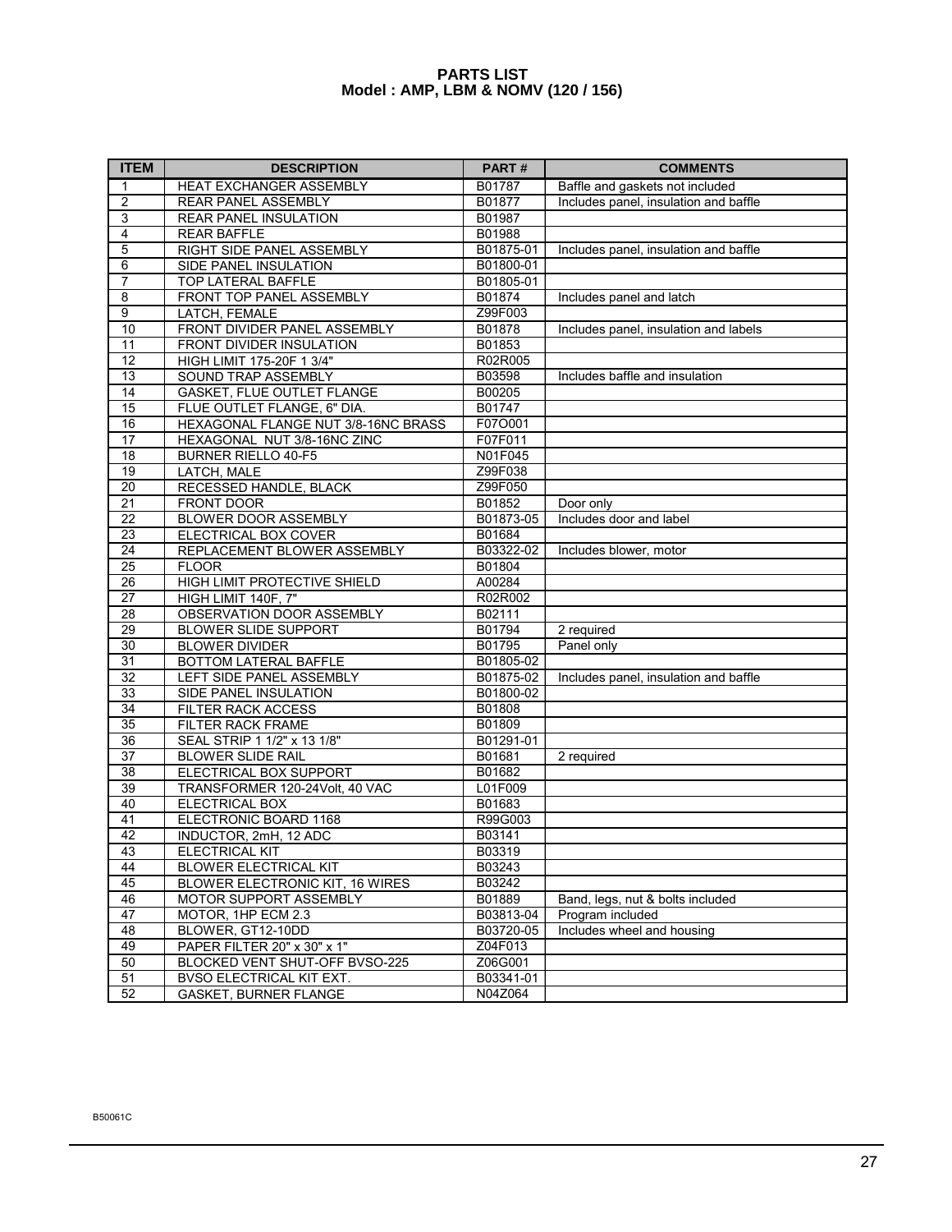# PARTS LIST
## Model : AMP, LBM & NOMV (120 / 156)

| ITEM | DESCRIPTION | PART # | COMMENTS |
|---|---|---|---|
| 1 | HEAT EXCHANGER ASSEMBLY | B01787 | Baffle and gaskets not included |
| 2 | REAR PANEL ASSEMBLY | B01877 | Includes panel, insulation and baffle |
| 3 | REAR PANEL INSULATION | B01987 | |
| 4 | REAR BAFFLE | B01988 | |
| 5 | RIGHT SIDE PANEL ASSEMBLY | B01875-01 | Includes panel, insulation and baffle |
| 6 | SIDE PANEL INSULATION | B01800-01 | |
| 7 | TOP LATERAL BAFFLE | B01805-01 | |
| 8 | FRONT TOP PANEL ASSEMBLY | B01874 | Includes panel and latch |
| 9 | LATCH, FEMALE | Z99F003 | |
| 10 | FRONT DIVIDER PANEL ASSEMBLY | B01878 | Includes panel, insulation and labels |
| 11 | FRONT DIVIDER INSULATION | B01853 | |
| 12 | HIGH LIMIT 175-20F 1 3/4" | R02R005 | |
| 13 | SOUND TRAP ASSEMBLY | B03598 | Includes baffle and insulation |
| 14 | GASKET, FLUE OUTLET FLANGE | B00205 | |
| 15 | FLUE OUTLET FLANGE, 6" DIA. | B01747 | |
| 16 | HEXAGONAL FLANGE NUT 3/8-16NC BRASS | F07O001 | |
| 17 | HEXAGONAL NUT 3/8-16NC ZINC | F07F011 | |
| 18 | BURNER RIELLO 40-F5 | N01F045 | |
| 19 | LATCH, MALE | Z99F038 | |
| 20 | RECESSED HANDLE, BLACK | Z99F050 | |
| 21 | FRONT DOOR | B01852 | Door only |
| 22 | BLOWER DOOR ASSEMBLY | B01873-05 | Includes door and label |
| 23 | ELECTRICAL BOX COVER | B01684 | |
| 24 | REPLACEMENT BLOWER ASSEMBLY | B03322-02 | Includes blower, motor |
| 25 | FLOOR | B01804 | |
| 26 | HIGH LIMIT PROTECTIVE SHIELD | A00284 | |
| 27 | HIGH LIMIT 140F, 7" | R02R002 | |
| 28 | OBSERVATION DOOR ASSEMBLY | B02111 | |
| 29 | BLOWER SLIDE SUPPORT | B01794 | 2 required |
| 30 | BLOWER DIVIDER | B01795 | Panel only |
| 31 | BOTTOM LATERAL BAFFLE | B01805-02 | |
| 32 | LEFT SIDE PANEL ASSEMBLY | B01875-02 | Includes panel, insulation and baffle |
| 33 | SIDE PANEL INSULATION | B01800-02 | |
| 34 | FILTER RACK ACCESS | B01808 | |
| 35 | FILTER RACK FRAME | B01809 | |
| 36 | SEAL STRIP 1 1/2" x 13 1/8" | B01291-01 | |
| 37 | BLOWER SLIDE RAIL | B01681 | 2 required |
| 38 | ELECTRICAL BOX SUPPORT | B01682 | |
| 39 | TRANSFORMER 120-24Volt, 40 VAC | L01F009 | |
| 40 | ELECTRICAL BOX | B01683 | |
| 41 | ELECTRONIC BOARD 1168 | R99G003 | |
| 42 | INDUCTOR, 2mH, 12 ADC | B03141 | |
| 43 | ELECTRICAL KIT | B03319 | |
| 44 | BLOWER ELECTRICAL KIT | B03243 | |
| 45 | BLOWER ELECTRONIC KIT, 16 WIRES | B03242 | |
| 46 | MOTOR SUPPORT ASSEMBLY | B01889 | Band, legs, nut & bolts included |
| 47 | MOTOR, 1HP ECM 2.3 | B03813-04 | Program included |
| 48 | BLOWER, GT12-10DD | B03720-05 | Includes wheel and housing |
| 49 | PAPER FILTER 20" x 30" x 1" | Z04F013 | |
| 50 | BLOCKED VENT SHUT-OFF BVSO-225 | Z06G001 | |
| 51 | BVSO ELECTRICAL KIT EXT. | B03341-01 | |
| 52 | GASKET, BURNER FLANGE | N04Z064 | |

B50061C